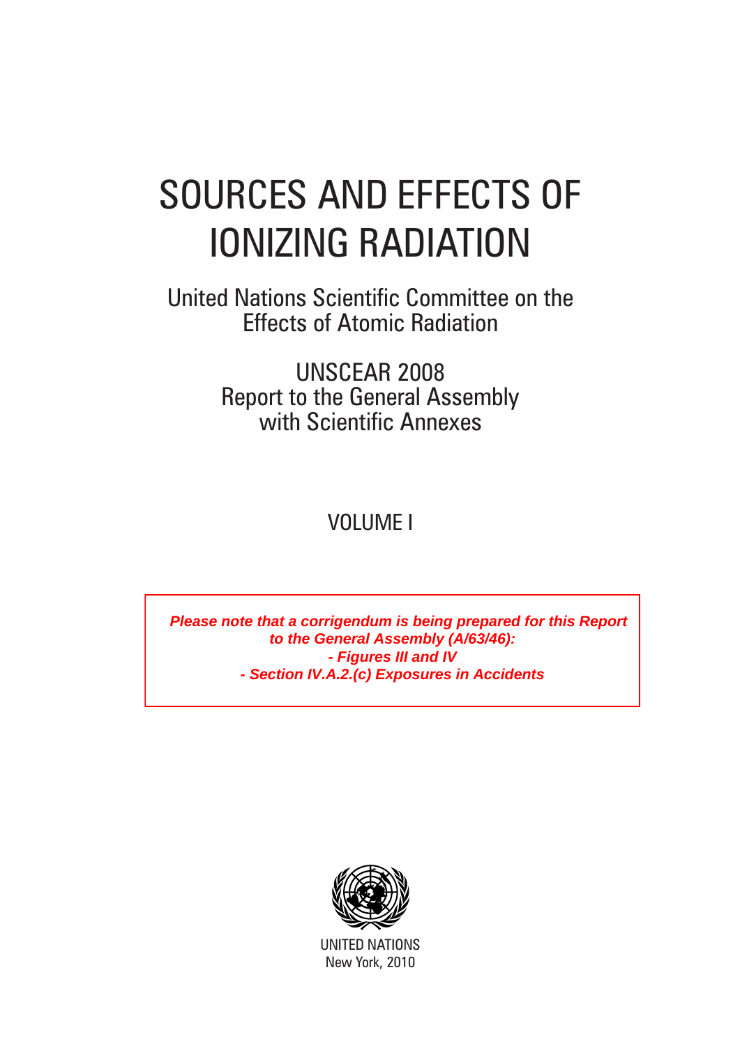# SOURCES AND EFFECTS OF IONIZING RADIATION

United Nations Scientific Committee on the Effects of Atomic Radiation

UNSCEAR 2008
Report to the General Assembly
with Scientific Annexes

VOLUME I

***Please note that a corrigendum is being prepared for this Report to the General Assembly (A/63/46):***
***- Figures III and IV***
***- Section IV.A.2.(c) Exposures in Accidents***

UNITED NATIONS
New York, 2010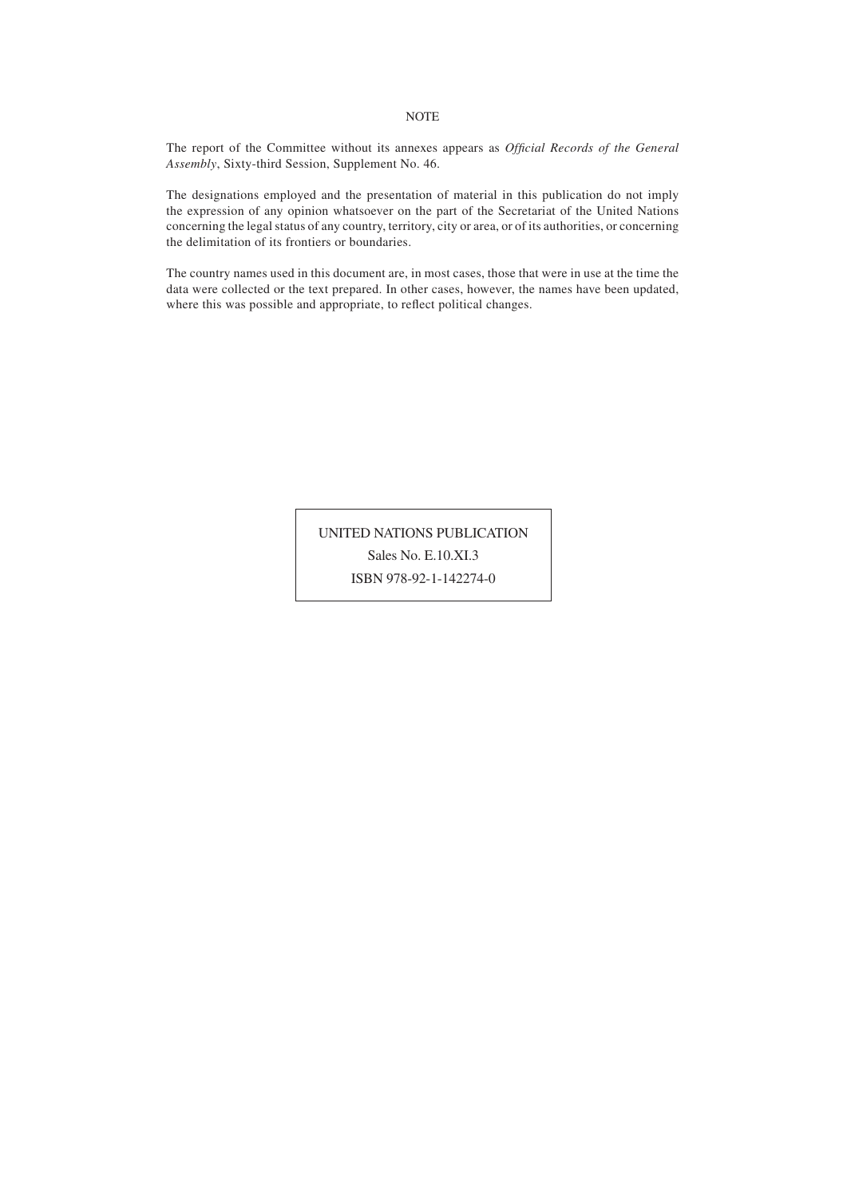NOTE

The report of the Committee without its annexes appears as *Official Records of the General Assembly*, Sixty-third Session, Supplement No. 46.

The designations employed and the presentation of material in this publication do not imply the expression of any opinion whatsoever on the part of the Secretariat of the United Nations concerning the legal status of any country, territory, city or area, or of its authorities, or concerning the delimitation of its frontiers or boundaries.

The country names used in this document are, in most cases, those that were in use at the time the data were collected or the text prepared. In other cases, however, the names have been updated, where this was possible and appropriate, to reflect political changes.

UNITED NATIONS PUBLICATION

Sales No. E.10.XI.3

ISBN 978-92-1-142274-0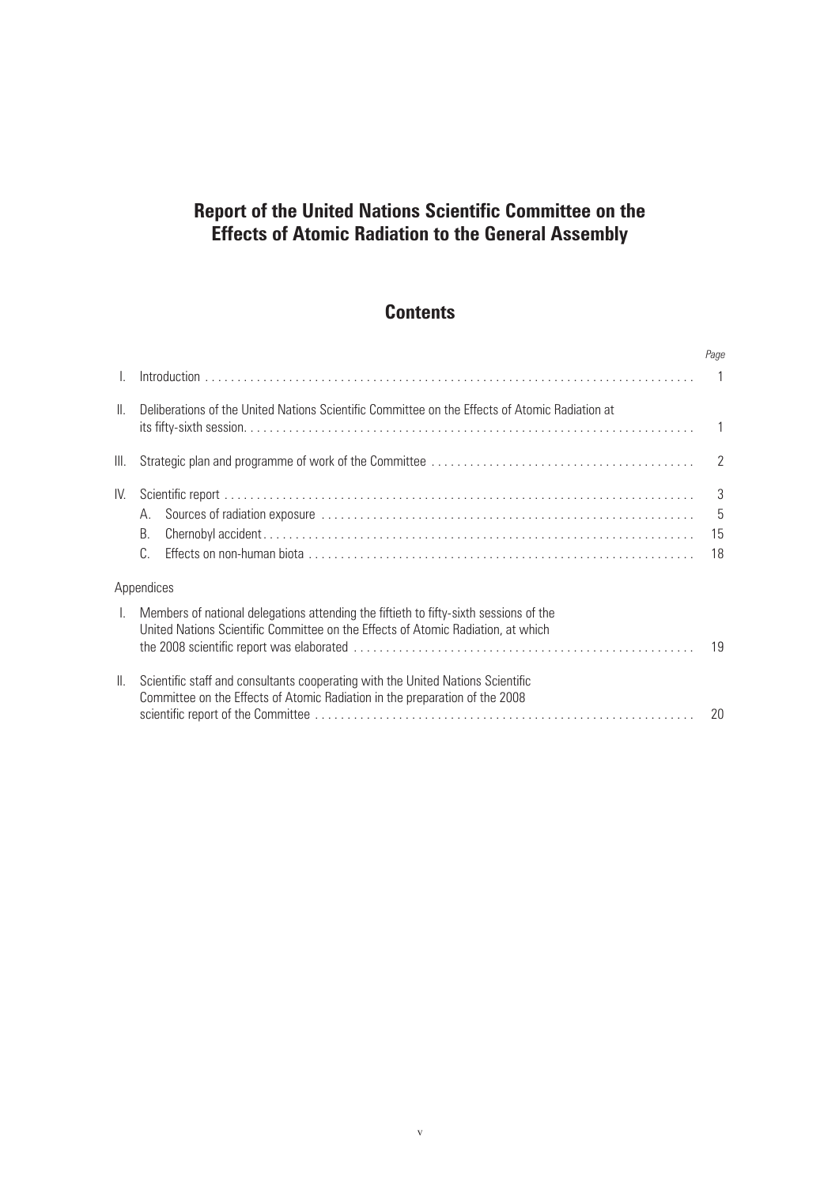# Report of the United Nations Scientific Committee on the Effects of Atomic Radiation to the General Assembly

## Contents

| | | *Page* |
|---|---|---|
| I. | Introduction | 1 |
| II. | Deliberations of the United Nations Scientific Committee on the Effects of Atomic Radiation at its fifty-sixth session | 1 |
| III. | Strategic plan and programme of work of the Committee | 2 |
| IV. | Scientific report | 3 |
| | A. Sources of radiation exposure | 5 |
| | B. Chernobyl accident | 15 |
| | C. Effects on non-human biota | 18 |

Appendices

| | | |
|---|---|---|
| I. | Members of national delegations attending the fiftieth to fifty-sixth sessions of the United Nations Scientific Committee on the Effects of Atomic Radiation, at which the 2008 scientific report was elaborated | 19 |
| II. | Scientific staff and consultants cooperating with the United Nations Scientific Committee on the Effects of Atomic Radiation in the preparation of the 2008 scientific report of the Committee | 20 |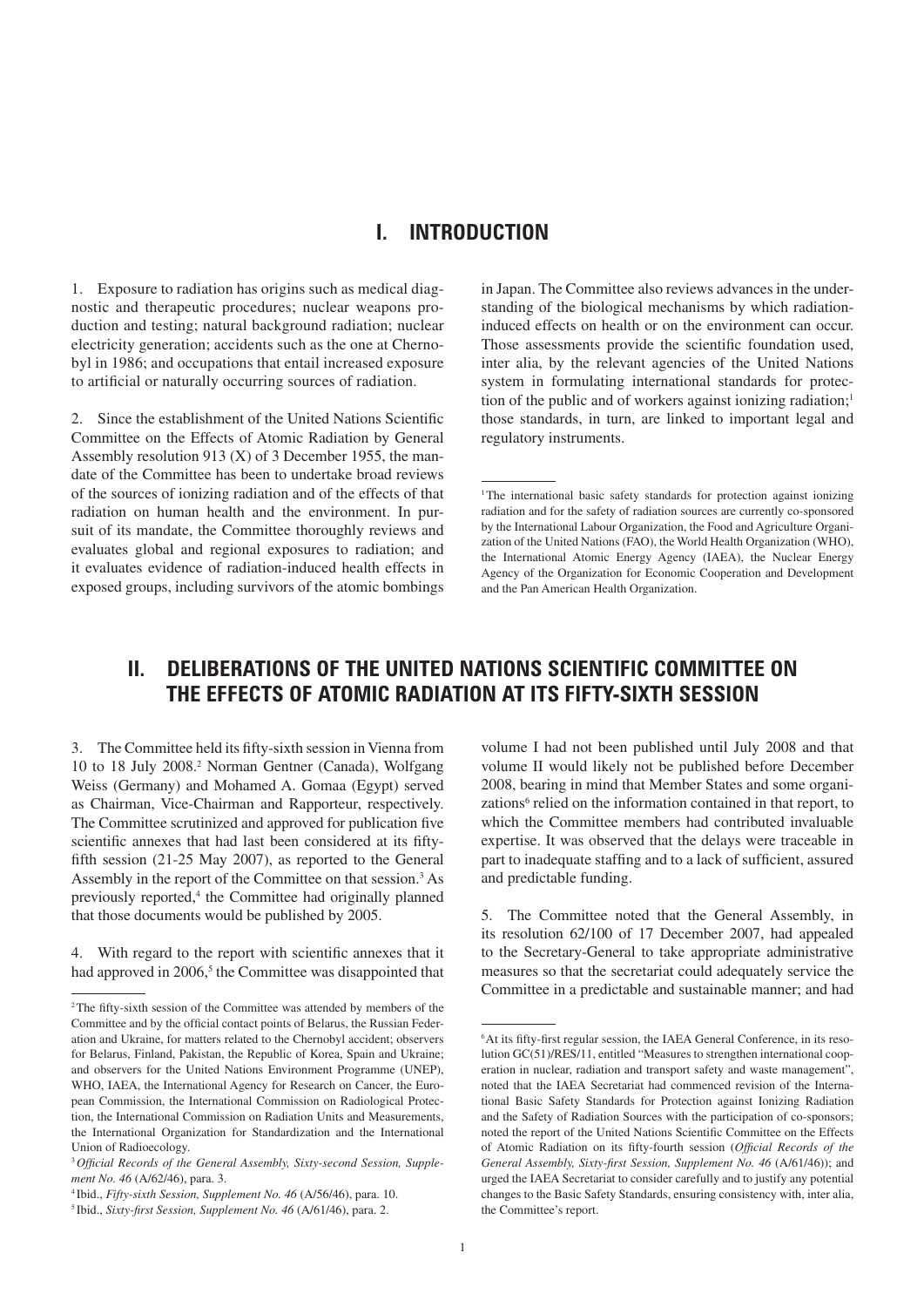# I. INTRODUCTION

1. Exposure to radiation has origins such as medical diagnostic and therapeutic procedures; nuclear weapons production and testing; natural background radiation; nuclear electricity generation; accidents such as the one at Chernobyl in 1986; and occupations that entail increased exposure to artificial or naturally occurring sources of radiation.

2. Since the establishment of the United Nations Scientific Committee on the Effects of Atomic Radiation by General Assembly resolution 913 (X) of 3 December 1955, the mandate of the Committee has been to undertake broad reviews of the sources of ionizing radiation and of the effects of that radiation on human health and the environment. In pursuit of its mandate, the Committee thoroughly reviews and evaluates global and regional exposures to radiation; and it evaluates evidence of radiation-induced health effects in exposed groups, including survivors of the atomic bombings in Japan. The Committee also reviews advances in the understanding of the biological mechanisms by which radiation-induced effects on health or on the environment can occur. Those assessments provide the scientific foundation used, inter alia, by the relevant agencies of the United Nations system in formulating international standards for protection of the public and of workers against ionizing radiation;[1] those standards, in turn, are linked to important legal and regulatory instruments.

[1] The international basic safety standards for protection against ionizing radiation and for the safety of radiation sources are currently co-sponsored by the International Labour Organization, the Food and Agriculture Organization of the United Nations (FAO), the World Health Organization (WHO), the International Atomic Energy Agency (IAEA), the Nuclear Energy Agency of the Organization for Economic Cooperation and Development and the Pan American Health Organization.

# II. DELIBERATIONS OF THE UNITED NATIONS SCIENTIFIC COMMITTEE ON THE EFFECTS OF ATOMIC RADIATION AT ITS FIFTY-SIXTH SESSION

3. The Committee held its fifty-sixth session in Vienna from 10 to 18 July 2008.[2] Norman Gentner (Canada), Wolfgang Weiss (Germany) and Mohamed A. Gomaa (Egypt) served as Chairman, Vice-Chairman and Rapporteur, respectively. The Committee scrutinized and approved for publication five scientific annexes that had last been considered at its fifty-fifth session (21-25 May 2007), as reported to the General Assembly in the report of the Committee on that session.[3] As previously reported,[4] the Committee had originally planned that those documents would be published by 2005.

4. With regard to the report with scientific annexes that it had approved in 2006,[5] the Committee was disappointed that volume I had not been published until July 2008 and that volume II would likely not be published before December 2008, bearing in mind that Member States and some organizations[6] relied on the information contained in that report, to which the Committee members had contributed invaluable expertise. It was observed that the delays were traceable in part to inadequate staffing and to a lack of sufficient, assured and predictable funding.

5. The Committee noted that the General Assembly, in its resolution 62/100 of 17 December 2007, had appealed to the Secretary-General to take appropriate administrative measures so that the secretariat could adequately service the Committee in a predictable and sustainable manner; and had

[2] The fifty-sixth session of the Committee was attended by members of the Committee and by the official contact points of Belarus, the Russian Federation and Ukraine, for matters related to the Chernobyl accident; observers for Belarus, Finland, Pakistan, the Republic of Korea, Spain and Ukraine; and observers for the United Nations Environment Programme (UNEP), WHO, IAEA, the International Agency for Research on Cancer, the European Commission, the International Commission on Radiological Protection, the International Commission on Radiation Units and Measurements, the International Organization for Standardization and the International Union of Radioecology.

[3] *Official Records of the General Assembly, Sixty-second Session, Supplement No. 46* (A/62/46), para. 3.

[4] Ibid., *Fifty-sixth Session, Supplement No. 46* (A/56/46), para. 10.

[5] Ibid., *Sixty-first Session, Supplement No. 46* (A/61/46), para. 2.

[6] At its fifty-first regular session, the IAEA General Conference, in its resolution GC(51)/RES/11, entitled "Measures to strengthen international cooperation in nuclear, radiation and transport safety and waste management", noted that the IAEA Secretariat had commenced revision of the International Basic Safety Standards for Protection against Ionizing Radiation and the Safety of Radiation Sources with the participation of co-sponsors; noted the report of the United Nations Scientific Committee on the Effects of Atomic Radiation on its fifty-fourth session (*Official Records of the General Assembly, Sixty-first Session, Supplement No. 46* (A/61/46)); and urged the IAEA Secretariat to consider carefully and to justify any potential changes to the Basic Safety Standards, ensuring consistency with, inter alia, the Committee's report.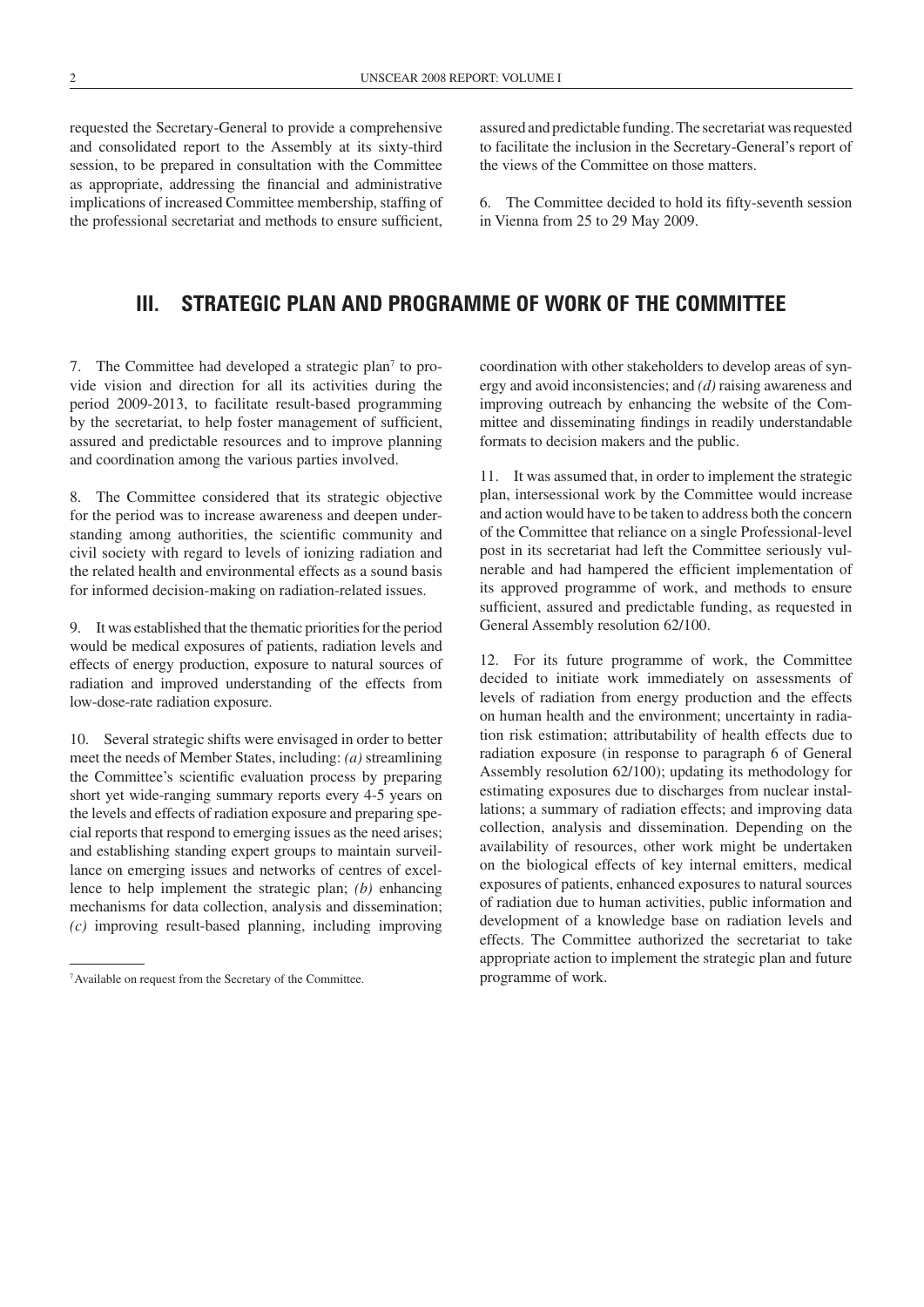requested the Secretary-General to provide a comprehensive and consolidated report to the Assembly at its sixty-third session, to be prepared in consultation with the Committee as appropriate, addressing the financial and administrative implications of increased Committee membership, staffing of the professional secretariat and methods to ensure sufficient, assured and predictable funding. The secretariat was requested to facilitate the inclusion in the Secretary-General's report of the views of the Committee on those matters.

6. The Committee decided to hold its fifty-seventh session in Vienna from 25 to 29 May 2009.

## III. STRATEGIC PLAN AND PROGRAMME OF WORK OF THE COMMITTEE

7. The Committee had developed a strategic plan[7] to provide vision and direction for all its activities during the period 2009-2013, to facilitate result-based programming by the secretariat, to help foster management of sufficient, assured and predictable resources and to improve planning and coordination among the various parties involved.

8. The Committee considered that its strategic objective for the period was to increase awareness and deepen understanding among authorities, the scientific community and civil society with regard to levels of ionizing radiation and the related health and environmental effects as a sound basis for informed decision-making on radiation-related issues.

9. It was established that the thematic priorities for the period would be medical exposures of patients, radiation levels and effects of energy production, exposure to natural sources of radiation and improved understanding of the effects from low-dose-rate radiation exposure.

10. Several strategic shifts were envisaged in order to better meet the needs of Member States, including: *(a)* streamlining the Committee's scientific evaluation process by preparing short yet wide-ranging summary reports every 4-5 years on the levels and effects of radiation exposure and preparing special reports that respond to emerging issues as the need arises; and establishing standing expert groups to maintain surveillance on emerging issues and networks of centres of excellence to help implement the strategic plan; *(b)* enhancing mechanisms for data collection, analysis and dissemination; *(c)* improving result-based planning, including improving coordination with other stakeholders to develop areas of synergy and avoid inconsistencies; and *(d)* raising awareness and improving outreach by enhancing the website of the Committee and disseminating findings in readily understandable formats to decision makers and the public.

11. It was assumed that, in order to implement the strategic plan, intersessional work by the Committee would increase and action would have to be taken to address both the concern of the Committee that reliance on a single Professional-level post in its secretariat had left the Committee seriously vulnerable and had hampered the efficient implementation of its approved programme of work, and methods to ensure sufficient, assured and predictable funding, as requested in General Assembly resolution 62/100.

12. For its future programme of work, the Committee decided to initiate work immediately on assessments of levels of radiation from energy production and the effects on human health and the environment; uncertainty in radiation risk estimation; attributability of health effects due to radiation exposure (in response to paragraph 6 of General Assembly resolution 62/100); updating its methodology for estimating exposures due to discharges from nuclear installations; a summary of radiation effects; and improving data collection, analysis and dissemination. Depending on the availability of resources, other work might be undertaken on the biological effects of key internal emitters, medical exposures of patients, enhanced exposures to natural sources of radiation due to human activities, public information and development of a knowledge base on radiation levels and effects. The Committee authorized the secretariat to take appropriate action to implement the strategic plan and future programme of work.

[7] Available on request from the Secretary of the Committee.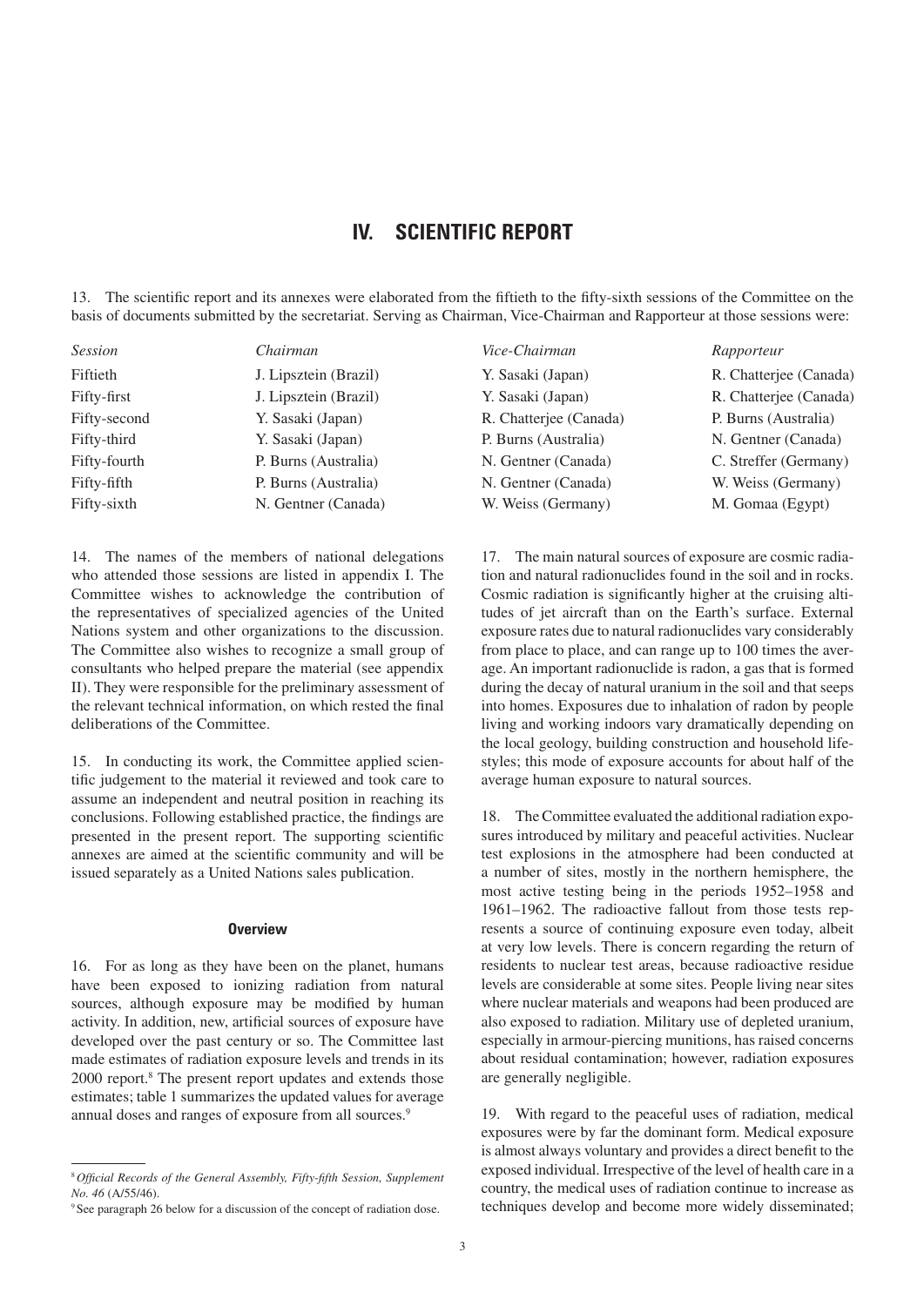## IV. SCIENTIFIC REPORT

13. The scientific report and its annexes were elaborated from the fiftieth to the fifty-sixth sessions of the Committee on the basis of documents submitted by the secretariat. Serving as Chairman, Vice-Chairman and Rapporteur at those sessions were:

| *Session* | *Chairman* | *Vice-Chairman* | *Rapporteur* |
|---|---|---|---|
| Fiftieth | J. Lipsztein (Brazil) | Y. Sasaki (Japan) | R. Chatterjee (Canada) |
| Fifty-first | J. Lipsztein (Brazil) | Y. Sasaki (Japan) | R. Chatterjee (Canada) |
| Fifty-second | Y. Sasaki (Japan) | R. Chatterjee (Canada) | P. Burns (Australia) |
| Fifty-third | Y. Sasaki (Japan) | P. Burns (Australia) | N. Gentner (Canada) |
| Fifty-fourth | P. Burns (Australia) | N. Gentner (Canada) | C. Streffer (Germany) |
| Fifty-fifth | P. Burns (Australia) | N. Gentner (Canada) | W. Weiss (Germany) |
| Fifty-sixth | N. Gentner (Canada) | W. Weiss (Germany) | M. Gomaa (Egypt) |

14. The names of the members of national delegations who attended those sessions are listed in appendix I. The Committee wishes to acknowledge the contribution of the representatives of specialized agencies of the United Nations system and other organizations to the discussion. The Committee also wishes to recognize a small group of consultants who helped prepare the material (see appendix II). They were responsible for the preliminary assessment of the relevant technical information, on which rested the final deliberations of the Committee.

15. In conducting its work, the Committee applied scientific judgement to the material it reviewed and took care to assume an independent and neutral position in reaching its conclusions. Following established practice, the findings are presented in the present report. The supporting scientific annexes are aimed at the scientific community and will be issued separately as a United Nations sales publication.

### Overview

16. For as long as they have been on the planet, humans have been exposed to ionizing radiation from natural sources, although exposure may be modified by human activity. In addition, new, artificial sources of exposure have developed over the past century or so. The Committee last made estimates of radiation exposure levels and trends in its 2000 report.[8] The present report updates and extends those estimates; table 1 summarizes the updated values for average annual doses and ranges of exposure from all sources.[9]

17. The main natural sources of exposure are cosmic radiation and natural radionuclides found in the soil and in rocks. Cosmic radiation is significantly higher at the cruising altitudes of jet aircraft than on the Earth's surface. External exposure rates due to natural radionuclides vary considerably from place to place, and can range up to 100 times the average. An important radionuclide is radon, a gas that is formed during the decay of natural uranium in the soil and that seeps into homes. Exposures due to inhalation of radon by people living and working indoors vary dramatically depending on the local geology, building construction and household lifestyles; this mode of exposure accounts for about half of the average human exposure to natural sources.

18. The Committee evaluated the additional radiation exposures introduced by military and peaceful activities. Nuclear test explosions in the atmosphere had been conducted at a number of sites, mostly in the northern hemisphere, the most active testing being in the periods 1952–1958 and 1961–1962. The radioactive fallout from those tests represents a source of continuing exposure even today, albeit at very low levels. There is concern regarding the return of residents to nuclear test areas, because radioactive residue levels are considerable at some sites. People living near sites where nuclear materials and weapons had been produced are also exposed to radiation. Military use of depleted uranium, especially in armour-piercing munitions, has raised concerns about residual contamination; however, radiation exposures are generally negligible.

19. With regard to the peaceful uses of radiation, medical exposures were by far the dominant form. Medical exposure is almost always voluntary and provides a direct benefit to the exposed individual. Irrespective of the level of health care in a country, the medical uses of radiation continue to increase as techniques develop and become more widely disseminated;

---

[8] *Official Records of the General Assembly, Fifty-fifth Session, Supplement No. 46* (A/55/46).

[9] See paragraph 26 below for a discussion of the concept of radiation dose.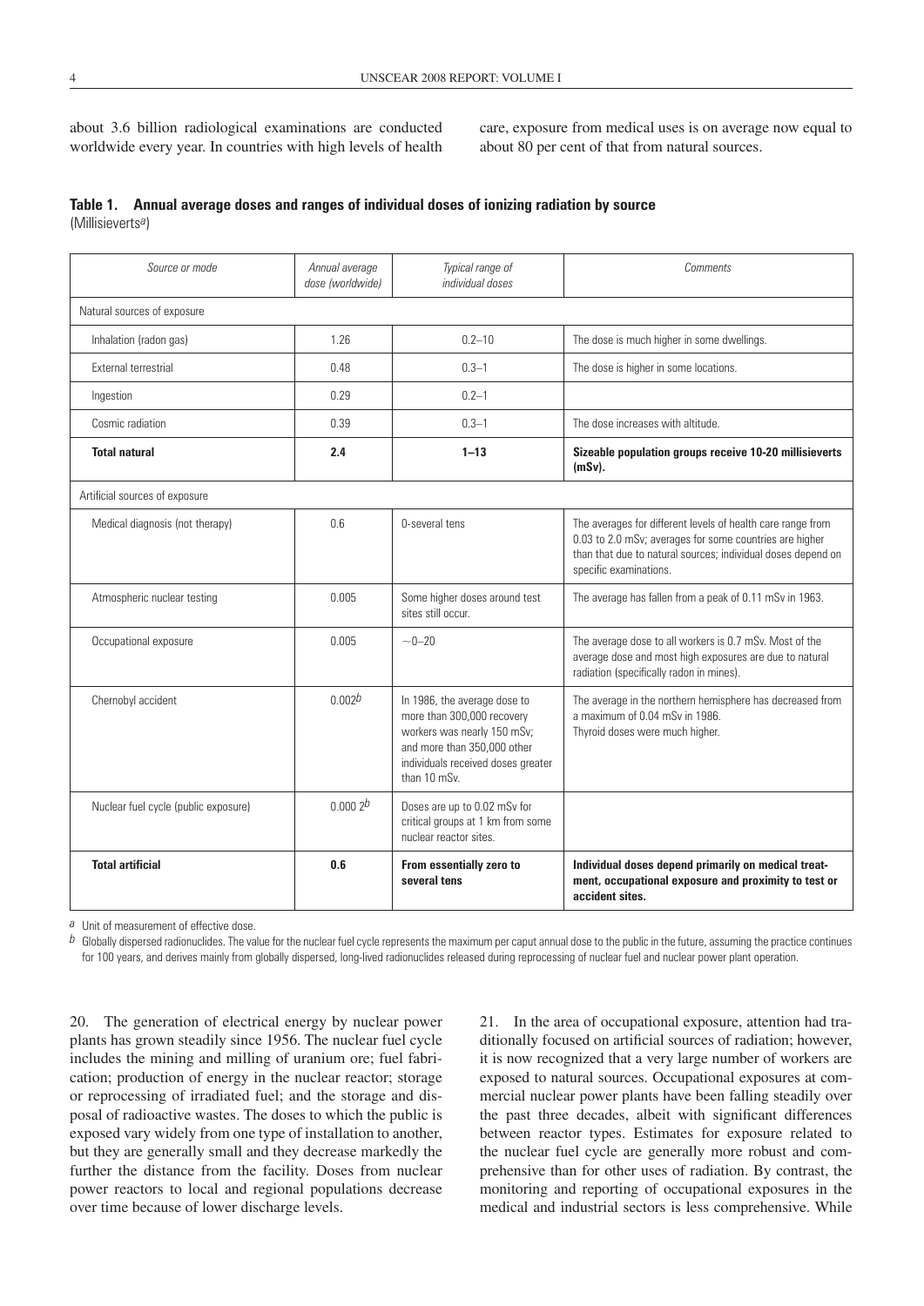about 3.6 billion radiological examinations are conducted worldwide every year. In countries with high levels of health care, exposure from medical uses is on average now equal to about 80 per cent of that from natural sources.

**Table 1. Annual average doses and ranges of individual doses of ionizing radiation by source**
(Millisieverts[a])

| *Source or mode* | *Annual average dose (worldwide)* | *Typical range of individual doses* | *Comments* |
|---|---|---|---|
| Natural sources of exposure | | | |
| Inhalation (radon gas) | 1.26 | 0.2–10 | The dose is much higher in some dwellings. |
| External terrestrial | 0.48 | 0.3–1 | The dose is higher in some locations. |
| Ingestion | 0.29 | 0.2–1 | |
| Cosmic radiation | 0.39 | 0.3–1 | The dose increases with altitude. |
| **Total natural** | **2.4** | **1–13** | **Sizeable population groups receive 10-20 millisieverts (mSv).** |
| Artificial sources of exposure | | | |
| Medical diagnosis (not therapy) | 0.6 | 0-several tens | The averages for different levels of health care range from 0.03 to 2.0 mSv; averages for some countries are higher than that due to natural sources; individual doses depend on specific examinations. |
| Atmospheric nuclear testing | 0.005 | Some higher doses around test sites still occur. | The average has fallen from a peak of 0.11 mSv in 1963. |
| Occupational exposure | 0.005 | ~0–20 | The average dose to all workers is 0.7 mSv. Most of the average dose and most high exposures are due to natural radiation (specifically radon in mines). |
| Chernobyl accident | 0.002[b] | In 1986, the average dose to more than 300,000 recovery workers was nearly 150 mSv; and more than 350,000 other individuals received doses greater than 10 mSv. | The average in the northern hemisphere has decreased from a maximum of 0.04 mSv in 1986. Thyroid doses were much higher. |
| Nuclear fuel cycle (public exposure) | 0.000 2[b] | Doses are up to 0.02 mSv for critical groups at 1 km from some nuclear reactor sites. | |
| **Total artificial** | **0.6** | **From essentially zero to several tens** | **Individual doses depend primarily on medical treatment, occupational exposure and proximity to test or accident sites.** |

[a] Unit of measurement of effective dose.

[b] Globally dispersed radionuclides. The value for the nuclear fuel cycle represents the maximum per caput annual dose to the public in the future, assuming the practice continues for 100 years, and derives mainly from globally dispersed, long-lived radionuclides released during reprocessing of nuclear fuel and nuclear power plant operation.

20. The generation of electrical energy by nuclear power plants has grown steadily since 1956. The nuclear fuel cycle includes the mining and milling of uranium ore; fuel fabrication; production of energy in the nuclear reactor; storage or reprocessing of irradiated fuel; and the storage and disposal of radioactive wastes. The doses to which the public is exposed vary widely from one type of installation to another, but they are generally small and they decrease markedly the further the distance from the facility. Doses from nuclear power reactors to local and regional populations decrease over time because of lower discharge levels.

21. In the area of occupational exposure, attention had traditionally focused on artificial sources of radiation; however, it is now recognized that a very large number of workers are exposed to natural sources. Occupational exposures at commercial nuclear power plants have been falling steadily over the past three decades, albeit with significant differences between reactor types. Estimates for exposure related to the nuclear fuel cycle are generally more robust and comprehensive than for other uses of radiation. By contrast, the monitoring and reporting of occupational exposures in the medical and industrial sectors is less comprehensive. While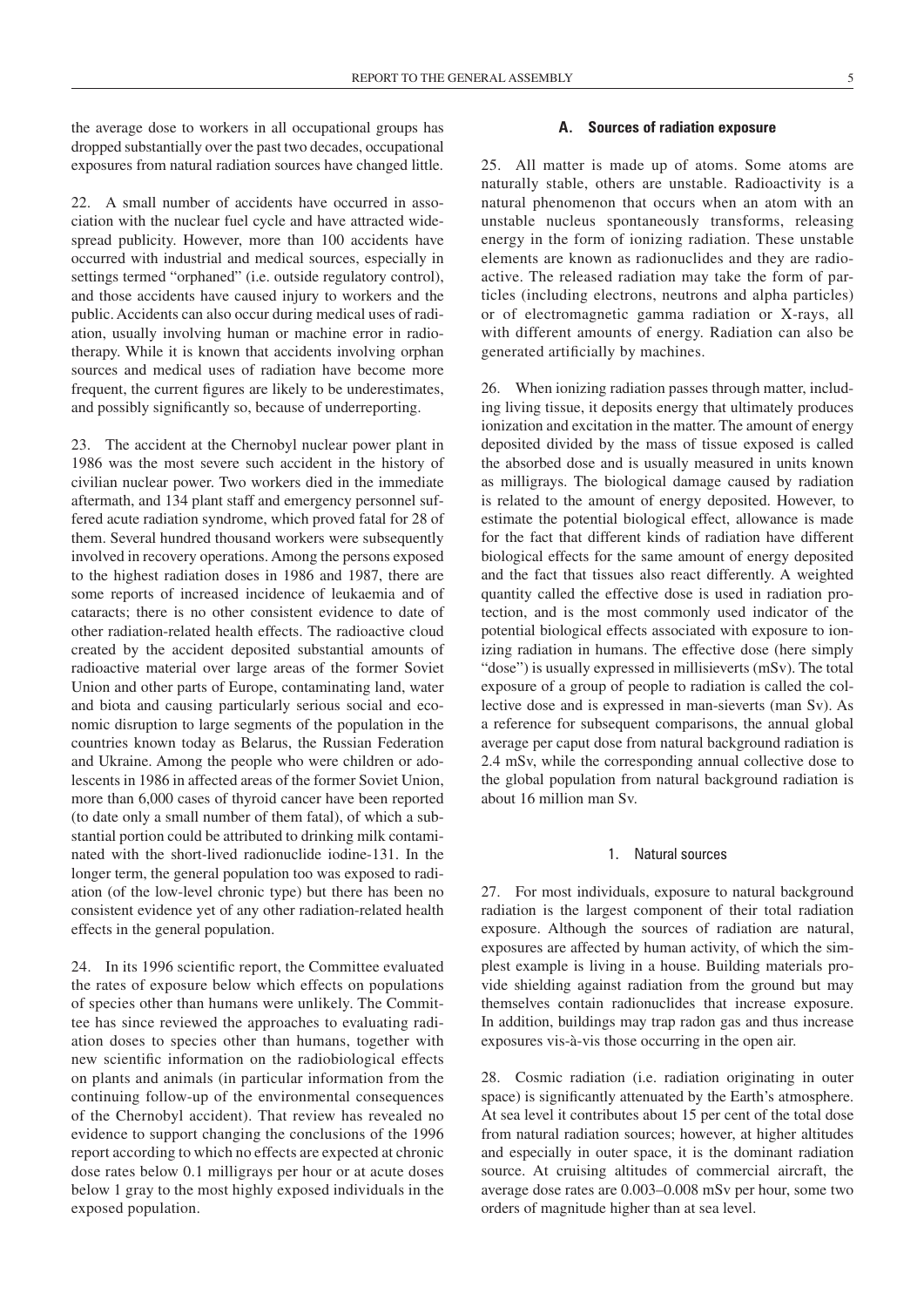the average dose to workers in all occupational groups has dropped substantially over the past two decades, occupational exposures from natural radiation sources have changed little.

22. A small number of accidents have occurred in association with the nuclear fuel cycle and have attracted widespread publicity. However, more than 100 accidents have occurred with industrial and medical sources, especially in settings termed "orphaned" (i.e. outside regulatory control), and those accidents have caused injury to workers and the public. Accidents can also occur during medical uses of radiation, usually involving human or machine error in radiotherapy. While it is known that accidents involving orphan sources and medical uses of radiation have become more frequent, the current figures are likely to be underestimates, and possibly significantly so, because of underreporting.

23. The accident at the Chernobyl nuclear power plant in 1986 was the most severe such accident in the history of civilian nuclear power. Two workers died in the immediate aftermath, and 134 plant staff and emergency personnel suffered acute radiation syndrome, which proved fatal for 28 of them. Several hundred thousand workers were subsequently involved in recovery operations. Among the persons exposed to the highest radiation doses in 1986 and 1987, there are some reports of increased incidence of leukaemia and of cataracts; there is no other consistent evidence to date of other radiation-related health effects. The radioactive cloud created by the accident deposited substantial amounts of radioactive material over large areas of the former Soviet Union and other parts of Europe, contaminating land, water and biota and causing particularly serious social and economic disruption to large segments of the population in the countries known today as Belarus, the Russian Federation and Ukraine. Among the people who were children or adolescents in 1986 in affected areas of the former Soviet Union, more than 6,000 cases of thyroid cancer have been reported (to date only a small number of them fatal), of which a substantial portion could be attributed to drinking milk contaminated with the short-lived radionuclide iodine-131. In the longer term, the general population too was exposed to radiation (of the low-level chronic type) but there has been no consistent evidence yet of any other radiation-related health effects in the general population.

24. In its 1996 scientific report, the Committee evaluated the rates of exposure below which effects on populations of species other than humans were unlikely. The Committee has since reviewed the approaches to evaluating radiation doses to species other than humans, together with new scientific information on the radiobiological effects on plants and animals (in particular information from the continuing follow-up of the environmental consequences of the Chernobyl accident). That review has revealed no evidence to support changing the conclusions of the 1996 report according to which no effects are expected at chronic dose rates below 0.1 milligrays per hour or at acute doses below 1 gray to the most highly exposed individuals in the exposed population.

### A. Sources of radiation exposure

25. All matter is made up of atoms. Some atoms are naturally stable, others are unstable. Radioactivity is a natural phenomenon that occurs when an atom with an unstable nucleus spontaneously transforms, releasing energy in the form of ionizing radiation. These unstable elements are known as radionuclides and they are radioactive. The released radiation may take the form of particles (including electrons, neutrons and alpha particles) or of electromagnetic gamma radiation or X-rays, all with different amounts of energy. Radiation can also be generated artificially by machines.

26. When ionizing radiation passes through matter, including living tissue, it deposits energy that ultimately produces ionization and excitation in the matter. The amount of energy deposited divided by the mass of tissue exposed is called the absorbed dose and is usually measured in units known as milligrays. The biological damage caused by radiation is related to the amount of energy deposited. However, to estimate the potential biological effect, allowance is made for the fact that different kinds of radiation have different biological effects for the same amount of energy deposited and the fact that tissues also react differently. A weighted quantity called the effective dose is used in radiation protection, and is the most commonly used indicator of the potential biological effects associated with exposure to ionizing radiation in humans. The effective dose (here simply "dose") is usually expressed in millisieverts (mSv). The total exposure of a group of people to radiation is called the collective dose and is expressed in man-sieverts (man Sv). As a reference for subsequent comparisons, the annual global average per caput dose from natural background radiation is 2.4 mSv, while the corresponding annual collective dose to the global population from natural background radiation is about 16 million man Sv.

#### 1. Natural sources

27. For most individuals, exposure to natural background radiation is the largest component of their total radiation exposure. Although the sources of radiation are natural, exposures are affected by human activity, of which the simplest example is living in a house. Building materials provide shielding against radiation from the ground but may themselves contain radionuclides that increase exposure. In addition, buildings may trap radon gas and thus increase exposures vis-à-vis those occurring in the open air.

28. Cosmic radiation (i.e. radiation originating in outer space) is significantly attenuated by the Earth's atmosphere. At sea level it contributes about 15 per cent of the total dose from natural radiation sources; however, at higher altitudes and especially in outer space, it is the dominant radiation source. At cruising altitudes of commercial aircraft, the average dose rates are 0.003–0.008 mSv per hour, some two orders of magnitude higher than at sea level.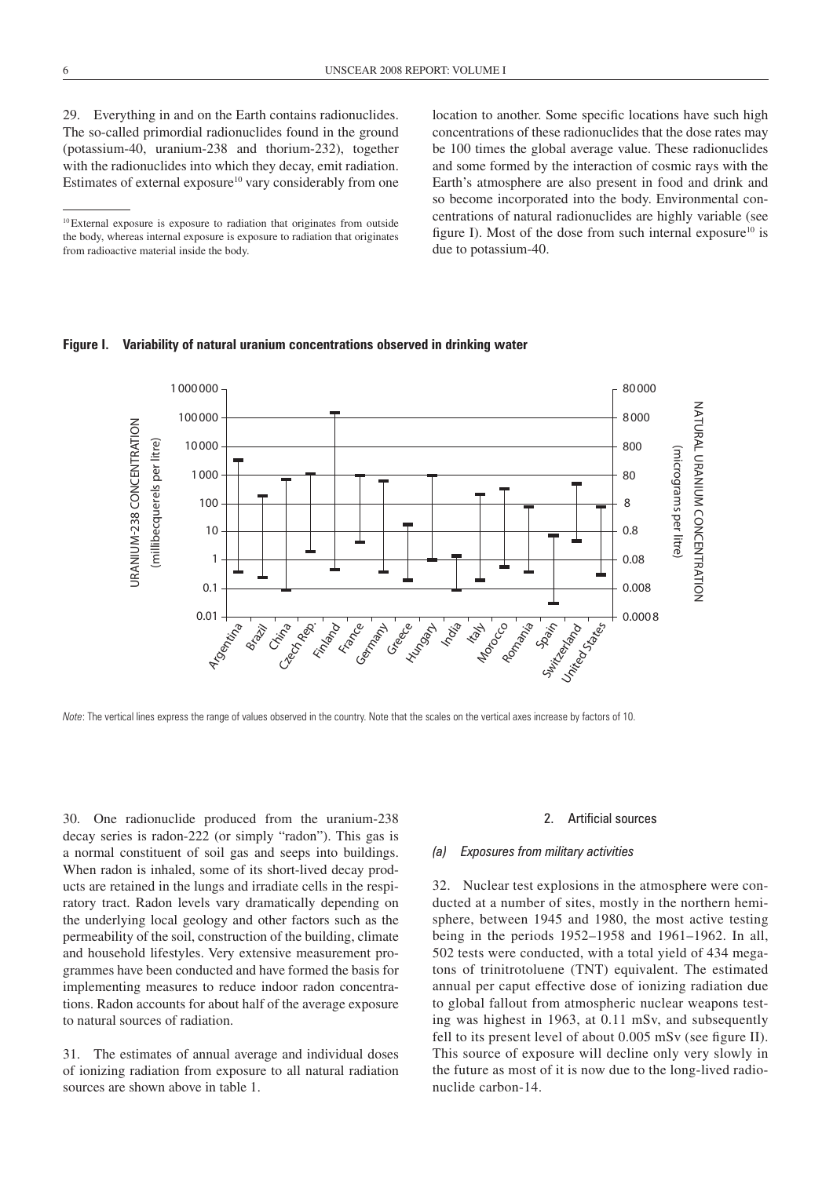29. Everything in and on the Earth contains radionuclides. The so-called primordial radionuclides found in the ground (potassium-40, uranium-238 and thorium-232), together with the radionuclides into which they decay, emit radiation. Estimates of external exposure[10] vary considerably from one location to another. Some specific locations have such high concentrations of these radionuclides that the dose rates may be 100 times the global average value. These radionuclides and some formed by the interaction of cosmic rays with the Earth's atmosphere are also present in food and drink and so become incorporated into the body. Environmental concentrations of natural radionuclides are highly variable (see figure I). Most of the dose from such internal exposure[10] is due to potassium-40.

[10] External exposure is exposure to radiation that originates from outside the body, whereas internal exposure is exposure to radiation that originates from radioactive material inside the body.

**Figure I. Variability of natural uranium concentrations observed in drinking water**

*Note*: The vertical lines express the range of values observed in the country. Note that the scales on the vertical axes increase by factors of 10.

30. One radionuclide produced from the uranium-238 decay series is radon-222 (or simply "radon"). This gas is a normal constituent of soil gas and seeps into buildings. When radon is inhaled, some of its short-lived decay products are retained in the lungs and irradiate cells in the respiratory tract. Radon levels vary dramatically depending on the underlying local geology and other factors such as the permeability of the soil, construction of the building, climate and household lifestyles. Very extensive measurement programmes have been conducted and have formed the basis for implementing measures to reduce indoor radon concentrations. Radon accounts for about half of the average exposure to natural sources of radiation.

31. The estimates of annual average and individual doses of ionizing radiation from exposure to all natural radiation sources are shown above in table 1.

### 2. Artificial sources

#### *(a) Exposures from military activities*

32. Nuclear test explosions in the atmosphere were conducted at a number of sites, mostly in the northern hemisphere, between 1945 and 1980, the most active testing being in the periods 1952–1958 and 1961–1962. In all, 502 tests were conducted, with a total yield of 434 megatons of trinitrotoluene (TNT) equivalent. The estimated annual per caput effective dose of ionizing radiation due to global fallout from atmospheric nuclear weapons testing was highest in 1963, at 0.11 mSv, and subsequently fell to its present level of about 0.005 mSv (see figure II). This source of exposure will decline only very slowly in the future as most of it is now due to the long-lived radionuclide carbon-14.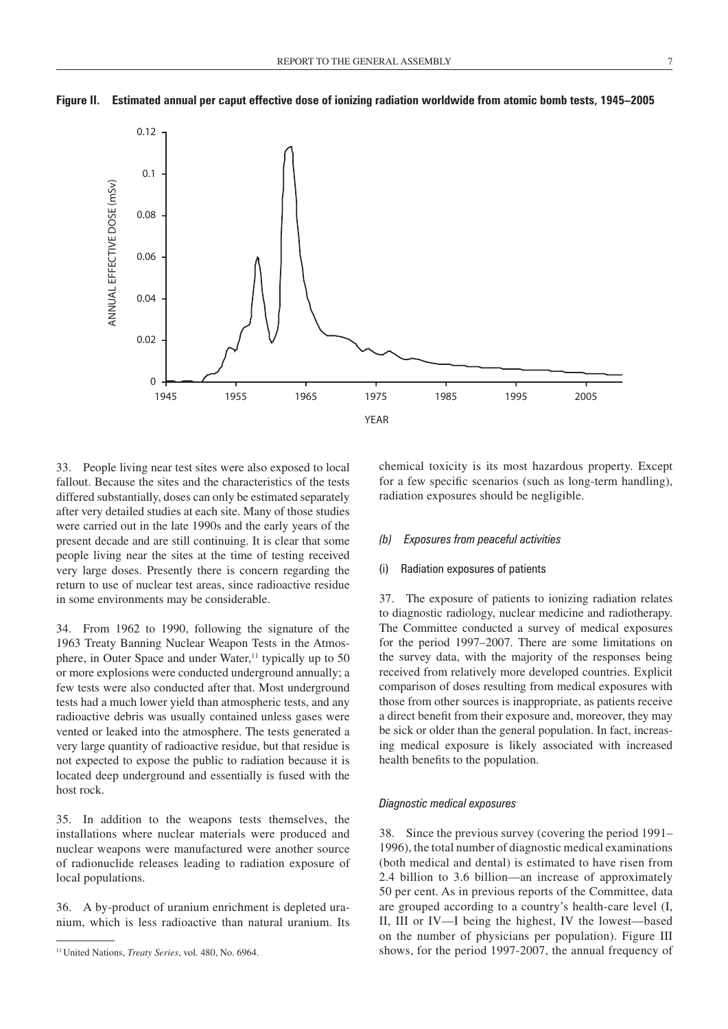**Figure II. Estimated annual per caput effective dose of ionizing radiation worldwide from atomic bomb tests, 1945–2005**

33. People living near test sites were also exposed to local fallout. Because the sites and the characteristics of the tests differed substantially, doses can only be estimated separately after very detailed studies at each site. Many of those studies were carried out in the late 1990s and the early years of the present decade and are still continuing. It is clear that some people living near the sites at the time of testing received very large doses. Presently there is concern regarding the return to use of nuclear test areas, since radioactive residue in some environments may be considerable.

34. From 1962 to 1990, following the signature of the 1963 Treaty Banning Nuclear Weapon Tests in the Atmosphere, in Outer Space and under Water,[11] typically up to 50 or more explosions were conducted underground annually; a few tests were also conducted after that. Most underground tests had a much lower yield than atmospheric tests, and any radioactive debris was usually contained unless gases were vented or leaked into the atmosphere. The tests generated a very large quantity of radioactive residue, but that residue is not expected to expose the public to radiation because it is located deep underground and essentially is fused with the host rock.

35. In addition to the weapons tests themselves, the installations where nuclear materials were produced and nuclear weapons were manufactured were another source of radionuclide releases leading to radiation exposure of local populations.

36. A by-product of uranium enrichment is depleted uranium, which is less radioactive than natural uranium. Its chemical toxicity is its most hazardous property. Except for a few specific scenarios (such as long-term handling), radiation exposures should be negligible.

### *(b) Exposures from peaceful activities*

#### (i) Radiation exposures of patients

37. The exposure of patients to ionizing radiation relates to diagnostic radiology, nuclear medicine and radiotherapy. The Committee conducted a survey of medical exposures for the period 1997–2007. There are some limitations on the survey data, with the majority of the responses being received from relatively more developed countries. Explicit comparison of doses resulting from medical exposures with those from other sources is inappropriate, as patients receive a direct benefit from their exposure and, moreover, they may be sick or older than the general population. In fact, increasing medical exposure is likely associated with increased health benefits to the population.

#### *Diagnostic medical exposures*

38. Since the previous survey (covering the period 1991–1996), the total number of diagnostic medical examinations (both medical and dental) is estimated to have risen from 2.4 billion to 3.6 billion—an increase of approximately 50 per cent. As in previous reports of the Committee, data are grouped according to a country's health-care level (I, II, III or IV—I being the highest, IV the lowest—based on the number of physicians per population). Figure III shows, for the period 1997-2007, the annual frequency of

---

[11] United Nations, *Treaty Series*, vol. 480, No. 6964.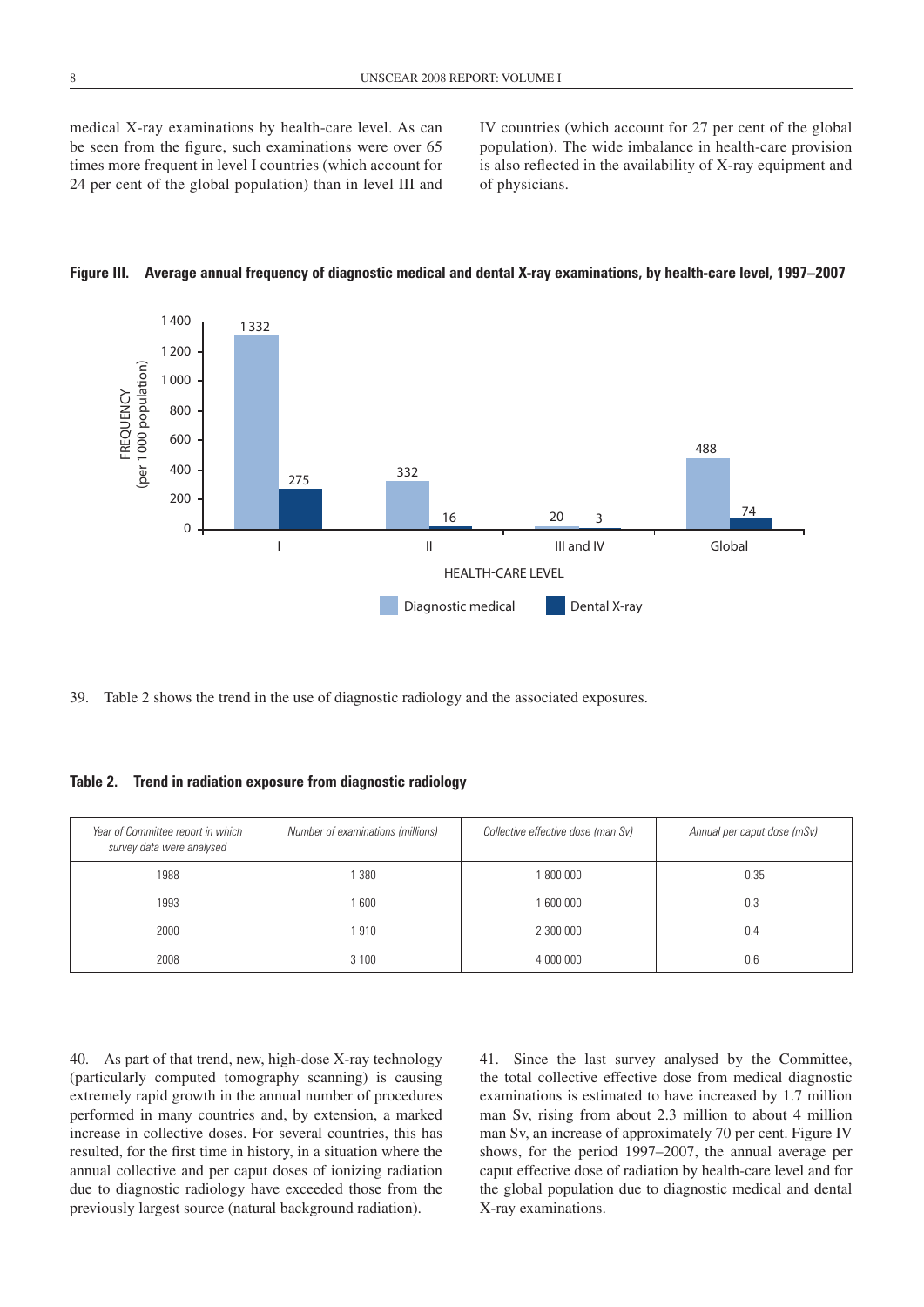medical X-ray examinations by health-care level. As can be seen from the figure, such examinations were over 65 times more frequent in level I countries (which account for 24 per cent of the global population) than in level III and IV countries (which account for 27 per cent of the global population). The wide imbalance in health-care provision is also reflected in the availability of X-ray equipment and of physicians.

**Figure III. Average annual frequency of diagnostic medical and dental X-ray examinations, by health-care level, 1997–2007**

| Health-care level | Diagnostic medical | Dental X-ray |
|---|---|---|
| I | 1 332 | 275 |
| II | 332 | 16 |
| III and IV | 20 | 3 |
| Global | 488 | 74 |

FREQUENCY (per 1 000 population)

HEALTH-CARE LEVEL

39. Table 2 shows the trend in the use of diagnostic radiology and the associated exposures.

**Table 2. Trend in radiation exposure from diagnostic radiology**

| *Year of Committee report in which survey data were analysed* | *Number of examinations (millions)* | *Collective effective dose (man Sv)* | *Annual per caput dose (mSv)* |
|---|---|---|---|
| 1988 | 1 380 | 1 800 000 | 0.35 |
| 1993 | 1 600 | 1 600 000 | 0.3 |
| 2000 | 1 910 | 2 300 000 | 0.4 |
| 2008 | 3 100 | 4 000 000 | 0.6 |

40. As part of that trend, new, high-dose X-ray technology (particularly computed tomography scanning) is causing extremely rapid growth in the annual number of procedures performed in many countries and, by extension, a marked increase in collective doses. For several countries, this has resulted, for the first time in history, in a situation where the annual collective and per caput doses of ionizing radiation due to diagnostic radiology have exceeded those from the previously largest source (natural background radiation).

41. Since the last survey analysed by the Committee, the total collective effective dose from medical diagnostic examinations is estimated to have increased by 1.7 million man Sv, rising from about 2.3 million to about 4 million man Sv, an increase of approximately 70 per cent. Figure IV shows, for the period 1997–2007, the annual average per caput effective dose of radiation by health-care level and for the global population due to diagnostic medical and dental X-ray examinations.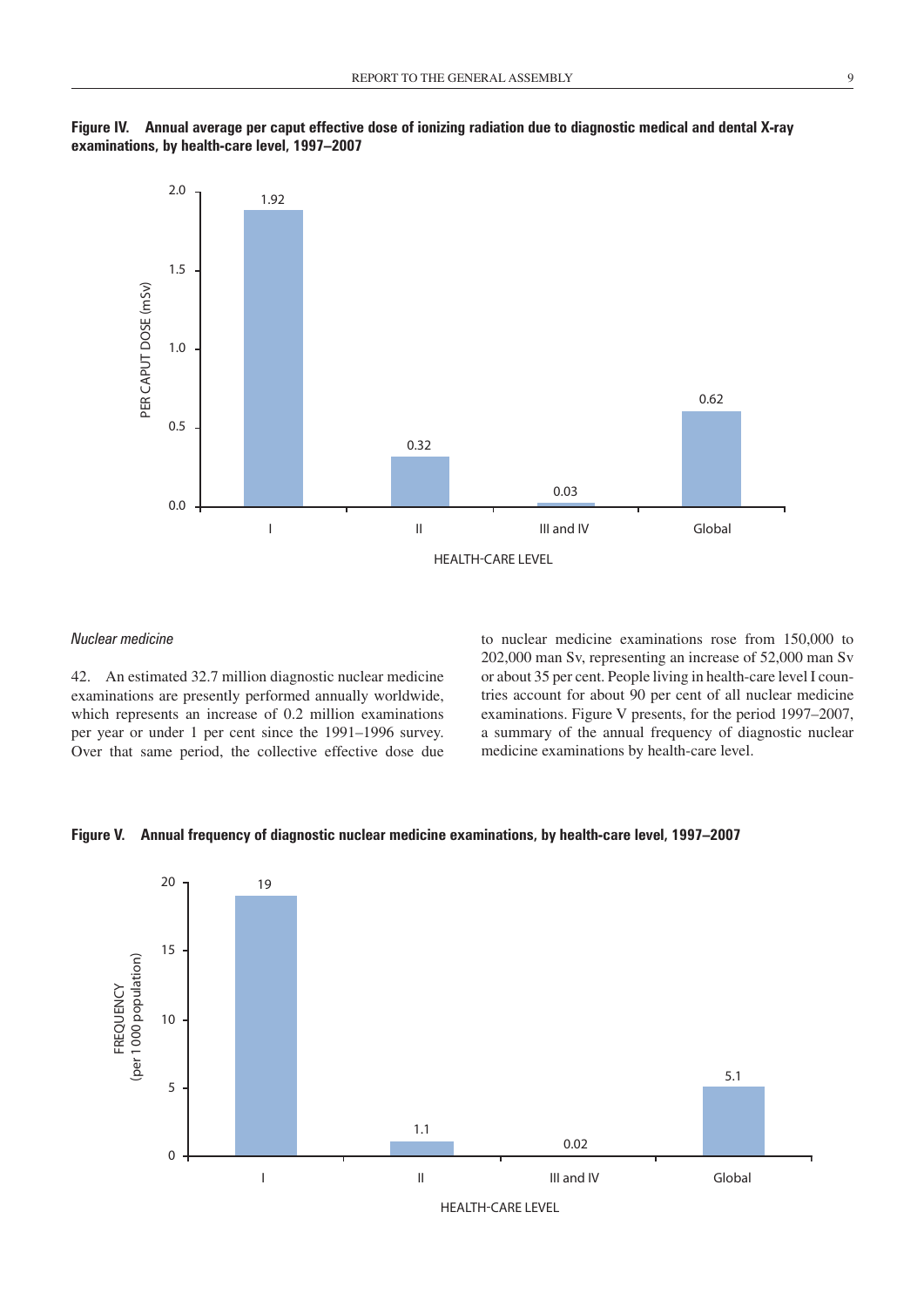**Figure IV. Annual average per caput effective dose of ionizing radiation due to diagnostic medical and dental X-ray examinations, by health-care level, 1997–2007**

| Health-care level | Per caput dose (mSv) |
|---|---|
| I | 1.92 |
| II | 0.32 |
| III and IV | 0.03 |
| Global | 0.62 |

*Nuclear medicine*

42. An estimated 32.7 million diagnostic nuclear medicine examinations are presently performed annually worldwide, which represents an increase of 0.2 million examinations per year or under 1 per cent since the 1991–1996 survey. Over that same period, the collective effective dose due to nuclear medicine examinations rose from 150,000 to 202,000 man Sv, representing an increase of 52,000 man Sv or about 35 per cent. People living in health-care level I countries account for about 90 per cent of all nuclear medicine examinations. Figure V presents, for the period 1997–2007, a summary of the annual frequency of diagnostic nuclear medicine examinations by health-care level.

**Figure V. Annual frequency of diagnostic nuclear medicine examinations, by health-care level, 1997–2007**

| Health-care level | Frequency (per 1 000 population) |
|---|---|
| I | 19 |
| II | 1.1 |
| III and IV | 0.02 |
| Global | 5.1 |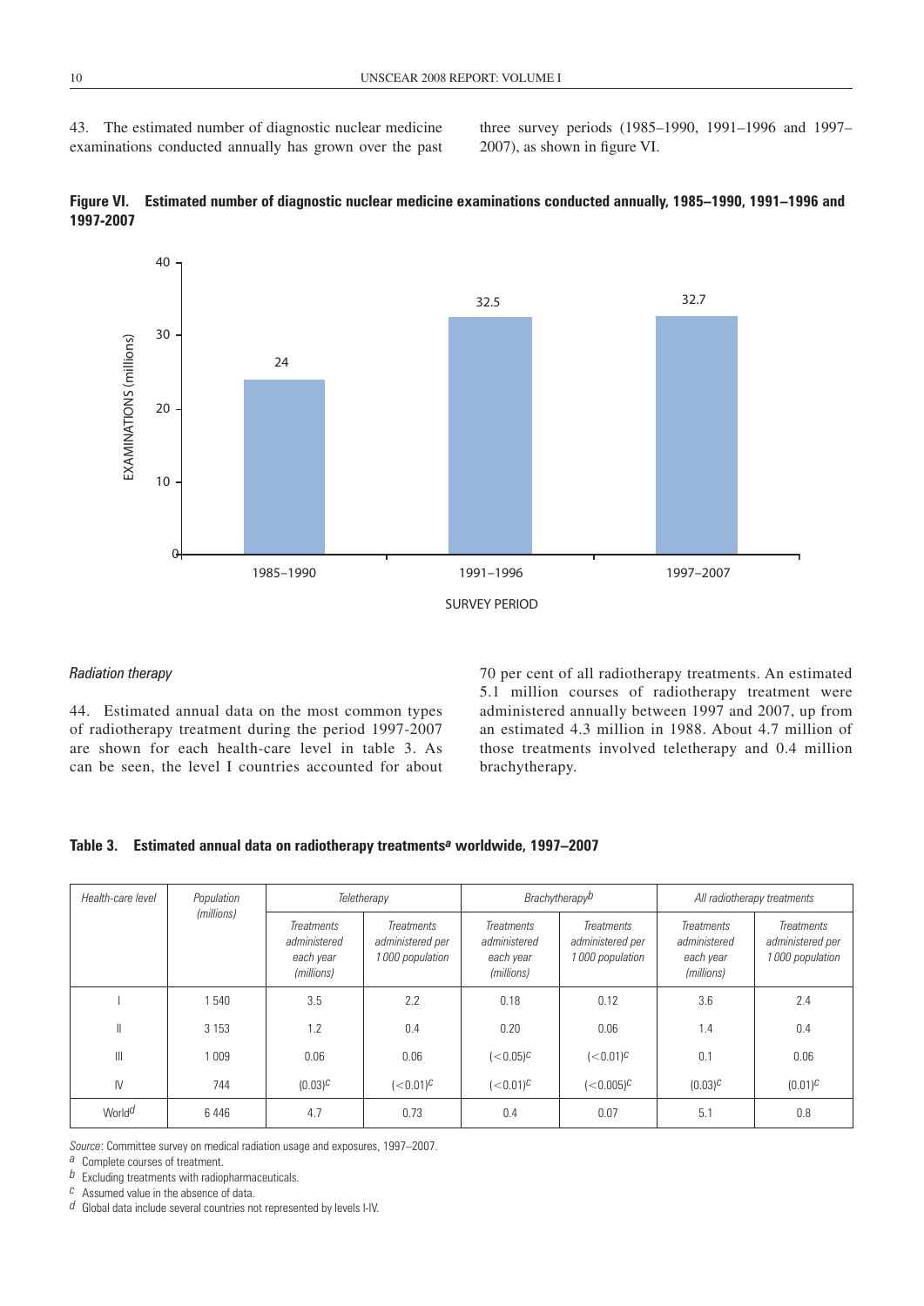43. The estimated number of diagnostic nuclear medicine examinations conducted annually has grown over the past three survey periods (1985–1990, 1991–1996 and 1997–2007), as shown in figure VI.

**Figure VI. Estimated number of diagnostic nuclear medicine examinations conducted annually, 1985–1990, 1991–1996 and 1997-2007**

| SURVEY PERIOD | EXAMINATIONS (millions) |
|---|---|
| 1985–1990 | 24 |
| 1991–1996 | 32.5 |
| 1997–2007 | 32.7 |

### *Radiation therapy*

44. Estimated annual data on the most common types of radiotherapy treatment during the period 1997-2007 are shown for each health-care level in table 3. As can be seen, the level I countries accounted for about 70 per cent of all radiotherapy treatments. An estimated 5.1 million courses of radiotherapy treatment were administered annually between 1997 and 2007, up from an estimated 4.3 million in 1988. About 4.7 million of those treatments involved teletherapy and 0.4 million brachytherapy.

**Table 3. Estimated annual data on radiotherapy treatments[a] worldwide, 1997–2007**

| *Health-care level* | *Population (millions)* | *Teletherapy* | | *Brachytherapy[b]* | | *All radiotherapy treatments* | |
|---|---|---|---|---|---|---|---|
| | | *Treatments administered each year (millions)* | *Treatments administered per 1 000 population* | *Treatments administered each year (millions)* | *Treatments administered per 1 000 population* | *Treatments administered each year (millions)* | *Treatments administered per 1 000 population* |
| I | 1 540 | 3.5 | 2.2 | 0.18 | 0.12 | 3.6 | 2.4 |
| II | 3 153 | 1.2 | 0.4 | 0.20 | 0.06 | 1.4 | 0.4 |
| III | 1 009 | 0.06 | 0.06 | (<0.05)[c] | (<0.01)[c] | 0.1 | 0.06 |
| IV | 744 | (0.03)[c] | (<0.01)[c] | (<0.01)[c] | (<0.005)[c] | (0.03)[c] | (0.01)[c] |
| World[d] | 6 446 | 4.7 | 0.73 | 0.4 | 0.07 | 5.1 | 0.8 |

*Source*: Committee survey on medical radiation usage and exposures, 1997–2007.

[a] Complete courses of treatment.

[b] Excluding treatments with radiopharmaceuticals.

[c] Assumed value in the absence of data.

[d] Global data include several countries not represented by levels I-IV.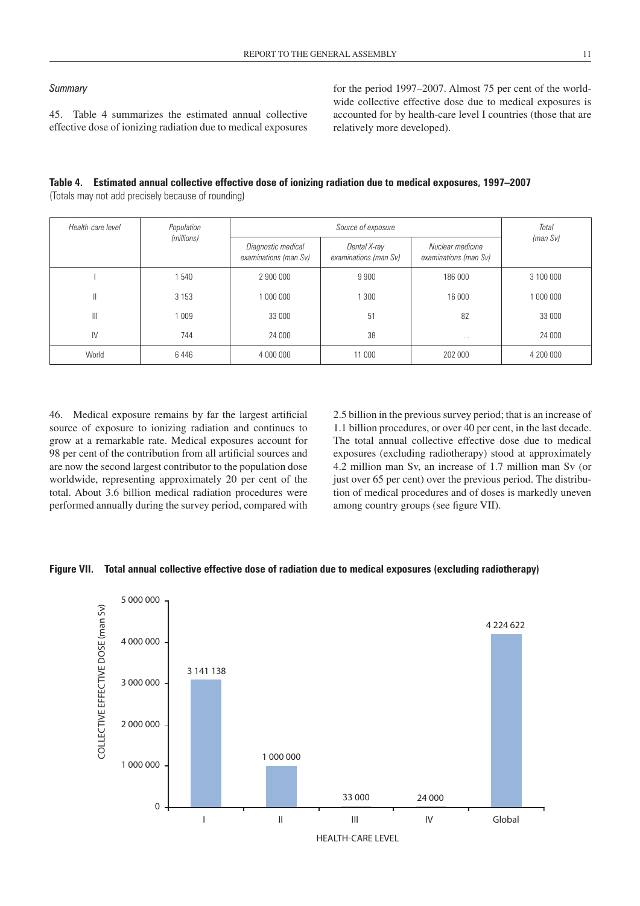*Summary*

45. Table 4 summarizes the estimated annual collective effective dose of ionizing radiation due to medical exposures for the period 1997–2007. Almost 75 per cent of the worldwide collective effective dose due to medical exposures is accounted for by health-care level I countries (those that are relatively more developed).

**Table 4. Estimated annual collective effective dose of ionizing radiation due to medical exposures, 1997–2007**
(Totals may not add precisely because of rounding)

| *Health-care level* | *Population (millions)* | *Source of exposure* | | | *Total (man Sv)* |
|---|---|---|---|---|---|
| | | *Diagnostic medical examinations (man Sv)* | *Dental X-ray examinations (man Sv)* | *Nuclear medicine examinations (man Sv)* | |
| I | 1 540 | 2 900 000 | 9 900 | 186 000 | 3 100 000 |
| II | 3 153 | 1 000 000 | 1 300 | 16 000 | 1 000 000 |
| III | 1 009 | 33 000 | 51 | 82 | 33 000 |
| IV | 744 | 24 000 | 38 | . . | 24 000 |
| World | 6 446 | 4 000 000 | 11 000 | 202 000 | 4 200 000 |

46. Medical exposure remains by far the largest artificial source of exposure to ionizing radiation and continues to grow at a remarkable rate. Medical exposures account for 98 per cent of the contribution from all artificial sources and are now the second largest contributor to the population dose worldwide, representing approximately 20 per cent of the total. About 3.6 billion medical radiation procedures were performed annually during the survey period, compared with 2.5 billion in the previous survey period; that is an increase of 1.1 billion procedures, or over 40 per cent, in the last decade. The total annual collective effective dose due to medical exposures (excluding radiotherapy) stood at approximately 4.2 million man Sv, an increase of 1.7 million man Sv (or just over 65 per cent) over the previous period. The distribution of medical procedures and of doses is markedly uneven among country groups (see figure VII).

**Figure VII. Total annual collective effective dose of radiation due to medical exposures (excluding radiotherapy)**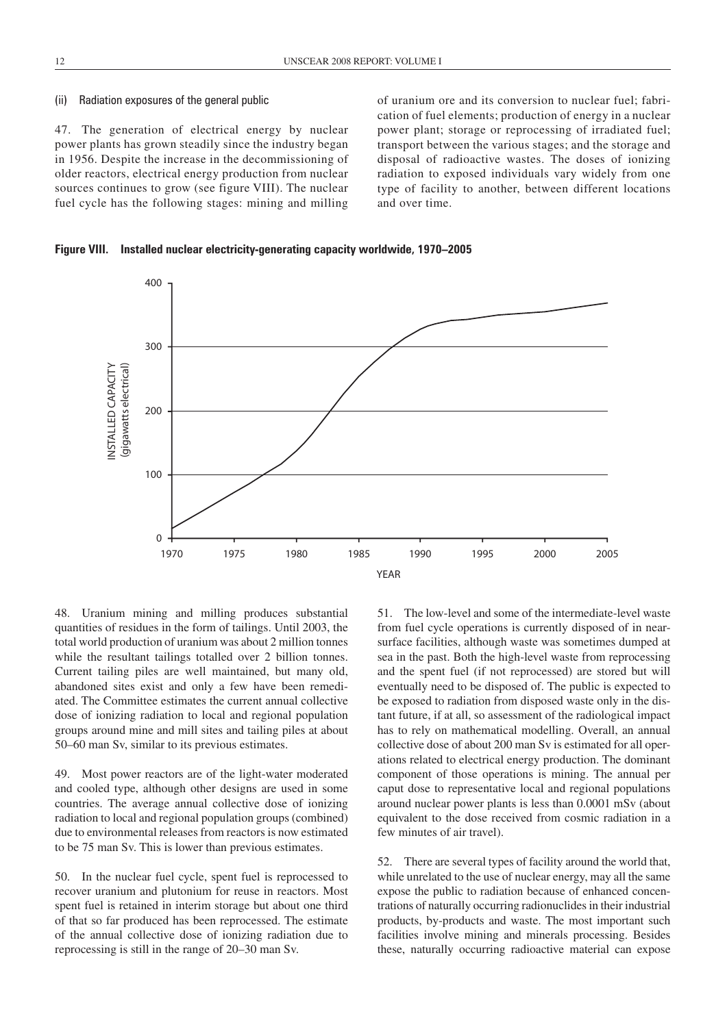(ii) Radiation exposures of the general public

47. The generation of electrical energy by nuclear power plants has grown steadily since the industry began in 1956. Despite the increase in the decommissioning of older reactors, electrical energy production from nuclear sources continues to grow (see figure VIII). The nuclear fuel cycle has the following stages: mining and milling of uranium ore and its conversion to nuclear fuel; fabrication of fuel elements; production of energy in a nuclear power plant; storage or reprocessing of irradiated fuel; transport between the various stages; and the storage and disposal of radioactive wastes. The doses of ionizing radiation to exposed individuals vary widely from one type of facility to another, between different locations and over time.

**Figure VIII. Installed nuclear electricity-generating capacity worldwide, 1970–2005**

48. Uranium mining and milling produces substantial quantities of residues in the form of tailings. Until 2003, the total world production of uranium was about 2 million tonnes while the resultant tailings totalled over 2 billion tonnes. Current tailing piles are well maintained, but many old, abandoned sites exist and only a few have been remediated. The Committee estimates the current annual collective dose of ionizing radiation to local and regional population groups around mine and mill sites and tailing piles at about 50–60 man Sv, similar to its previous estimates.

49. Most power reactors are of the light-water moderated and cooled type, although other designs are used in some countries. The average annual collective dose of ionizing radiation to local and regional population groups (combined) due to environmental releases from reactors is now estimated to be 75 man Sv. This is lower than previous estimates.

50. In the nuclear fuel cycle, spent fuel is reprocessed to recover uranium and plutonium for reuse in reactors. Most spent fuel is retained in interim storage but about one third of that so far produced has been reprocessed. The estimate of the annual collective dose of ionizing radiation due to reprocessing is still in the range of 20–30 man Sv.

51. The low-level and some of the intermediate-level waste from fuel cycle operations is currently disposed of in near-surface facilities, although waste was sometimes dumped at sea in the past. Both the high-level waste from reprocessing and the spent fuel (if not reprocessed) are stored but will eventually need to be disposed of. The public is expected to be exposed to radiation from disposed waste only in the distant future, if at all, so assessment of the radiological impact has to rely on mathematical modelling. Overall, an annual collective dose of about 200 man Sv is estimated for all operations related to electrical energy production. The dominant component of those operations is mining. The annual per caput dose to representative local and regional populations around nuclear power plants is less than 0.0001 mSv (about equivalent to the dose received from cosmic radiation in a few minutes of air travel).

52. There are several types of facility around the world that, while unrelated to the use of nuclear energy, may all the same expose the public to radiation because of enhanced concentrations of naturally occurring radionuclides in their industrial products, by-products and waste. The most important such facilities involve mining and minerals processing. Besides these, naturally occurring radioactive material can expose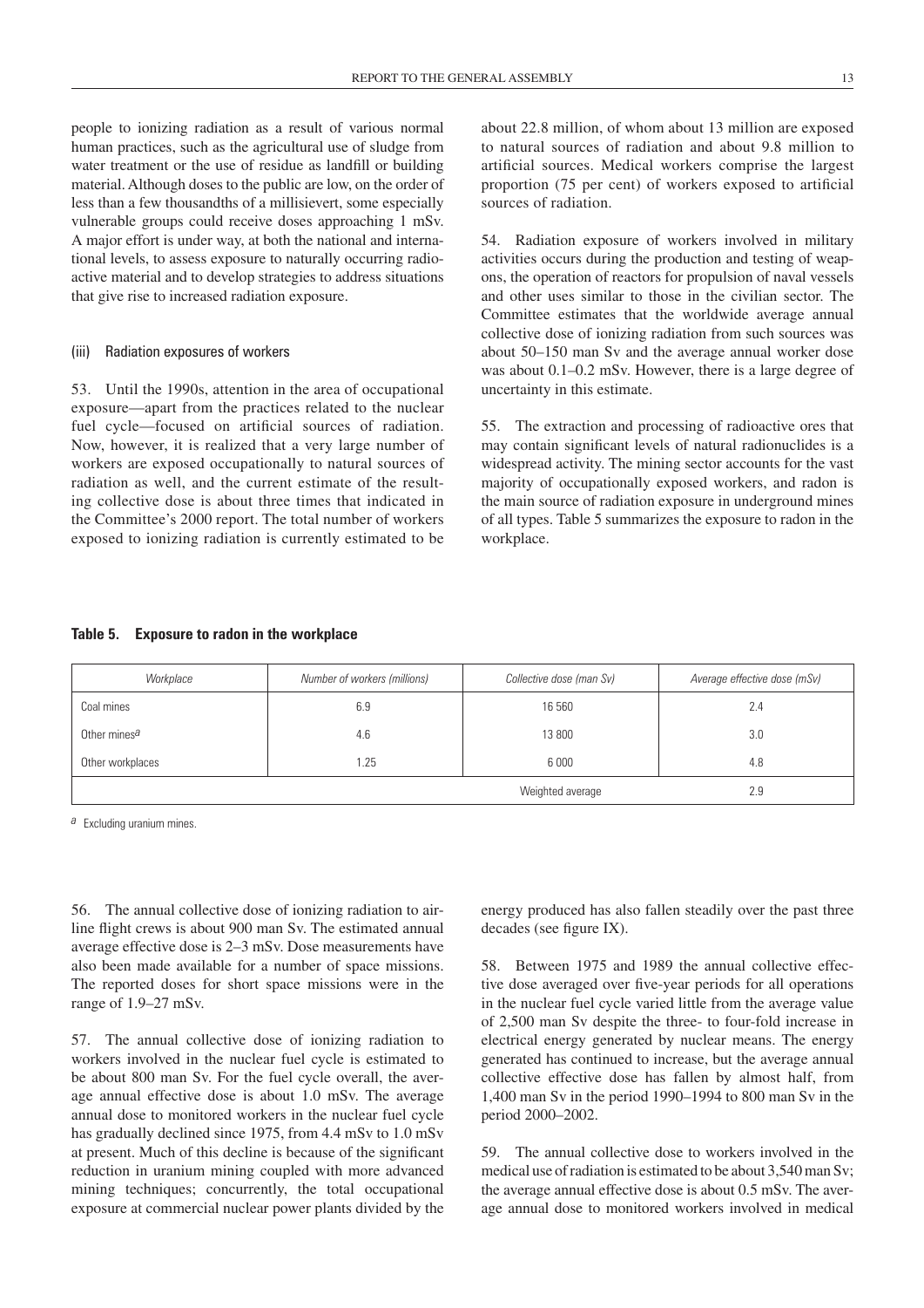people to ionizing radiation as a result of various normal human practices, such as the agricultural use of sludge from water treatment or the use of residue as landfill or building material. Although doses to the public are low, on the order of less than a few thousandths of a millisievert, some especially vulnerable groups could receive doses approaching 1 mSv. A major effort is under way, at both the national and international levels, to assess exposure to naturally occurring radioactive material and to develop strategies to address situations that give rise to increased radiation exposure.

#### (iii) Radiation exposures of workers

53. Until the 1990s, attention in the area of occupational exposure—apart from the practices related to the nuclear fuel cycle—focused on artificial sources of radiation. Now, however, it is realized that a very large number of workers are exposed occupationally to natural sources of radiation as well, and the current estimate of the resulting collective dose is about three times that indicated in the Committee's 2000 report. The total number of workers exposed to ionizing radiation is currently estimated to be about 22.8 million, of whom about 13 million are exposed to natural sources of radiation and about 9.8 million to artificial sources. Medical workers comprise the largest proportion (75 per cent) of workers exposed to artificial sources of radiation.

54. Radiation exposure of workers involved in military activities occurs during the production and testing of weapons, the operation of reactors for propulsion of naval vessels and other uses similar to those in the civilian sector. The Committee estimates that the worldwide average annual collective dose of ionizing radiation from such sources was about 50–150 man Sv and the average annual worker dose was about 0.1–0.2 mSv. However, there is a large degree of uncertainty in this estimate.

55. The extraction and processing of radioactive ores that may contain significant levels of natural radionuclides is a widespread activity. The mining sector accounts for the vast majority of occupationally exposed workers, and radon is the main source of radiation exposure in underground mines of all types. Table 5 summarizes the exposure to radon in the workplace.

**Table 5. Exposure to radon in the workplace**

| *Workplace* | *Number of workers (millions)* | *Collective dose (man Sv)* | *Average effective dose (mSv)* |
|---|---|---|---|
| Coal mines | 6.9 | 16 560 | 2.4 |
| Other mines[a] | 4.6 | 13 800 | 3.0 |
| Other workplaces | 1.25 | 6 000 | 4.8 |
| | | Weighted average | 2.9 |

[a] Excluding uranium mines.

56. The annual collective dose of ionizing radiation to airline flight crews is about 900 man Sv. The estimated annual average effective dose is 2–3 mSv. Dose measurements have also been made available for a number of space missions. The reported doses for short space missions were in the range of 1.9–27 mSv.

57. The annual collective dose of ionizing radiation to workers involved in the nuclear fuel cycle is estimated to be about 800 man Sv. For the fuel cycle overall, the average annual effective dose is about 1.0 mSv. The average annual dose to monitored workers in the nuclear fuel cycle has gradually declined since 1975, from 4.4 mSv to 1.0 mSv at present. Much of this decline is because of the significant reduction in uranium mining coupled with more advanced mining techniques; concurrently, the total occupational exposure at commercial nuclear power plants divided by the energy produced has also fallen steadily over the past three decades (see figure IX).

58. Between 1975 and 1989 the annual collective effective dose averaged over five-year periods for all operations in the nuclear fuel cycle varied little from the average value of 2,500 man Sv despite the three- to four-fold increase in electrical energy generated by nuclear means. The energy generated has continued to increase, but the average annual collective effective dose has fallen by almost half, from 1,400 man Sv in the period 1990–1994 to 800 man Sv in the period 2000–2002.

59. The annual collective dose to workers involved in the medical use of radiation is estimated to be about 3,540 man Sv; the average annual effective dose is about 0.5 mSv. The average annual dose to monitored workers involved in medical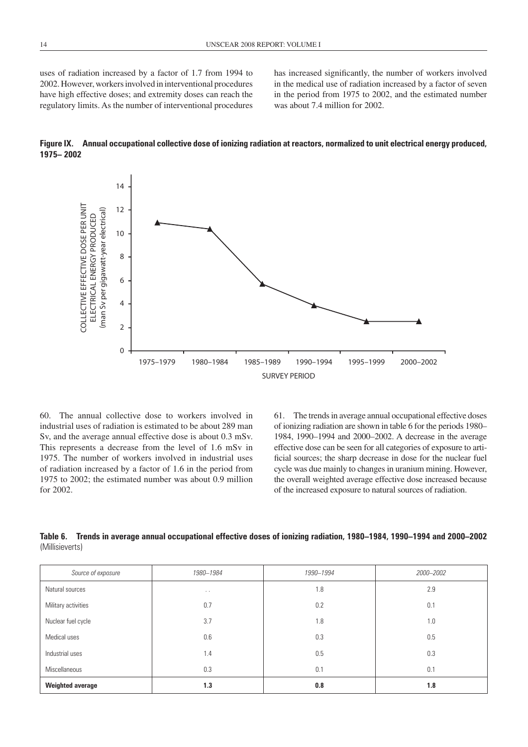uses of radiation increased by a factor of 1.7 from 1994 to 2002. However, workers involved in interventional procedures have high effective doses; and extremity doses can reach the regulatory limits. As the number of interventional procedures has increased significantly, the number of workers involved in the medical use of radiation increased by a factor of seven in the period from 1975 to 2002, and the estimated number was about 7.4 million for 2002.

**Figure IX. Annual occupational collective dose of ionizing radiation at reactors, normalized to unit electrical energy produced, 1975– 2002**

60. The annual collective dose to workers involved in industrial uses of radiation is estimated to be about 289 man Sv, and the average annual effective dose is about 0.3 mSv. This represents a decrease from the level of 1.6 mSv in 1975. The number of workers involved in industrial uses of radiation increased by a factor of 1.6 in the period from 1975 to 2002; the estimated number was about 0.9 million for 2002.

61. The trends in average annual occupational effective doses of ionizing radiation are shown in table 6 for the periods 1980–1984, 1990–1994 and 2000–2002. A decrease in the average effective dose can be seen for all categories of exposure to artificial sources; the sharp decrease in dose for the nuclear fuel cycle was due mainly to changes in uranium mining. However, the overall weighted average effective dose increased because of the increased exposure to natural sources of radiation.

**Table 6. Trends in average annual occupational effective doses of ionizing radiation, 1980–1984, 1990–1994 and 2000–2002** (Millisieverts)

| *Source of exposure* | *1980–1984* | *1990–1994* | *2000–2002* |
|---|---|---|---|
| Natural sources | . . | 1.8 | 2.9 |
| Military activities | 0.7 | 0.2 | 0.1 |
| Nuclear fuel cycle | 3.7 | 1.8 | 1.0 |
| Medical uses | 0.6 | 0.3 | 0.5 |
| Industrial uses | 1.4 | 0.5 | 0.3 |
| Miscellaneous | 0.3 | 0.1 | 0.1 |
| **Weighted average** | **1.3** | **0.8** | **1.8** |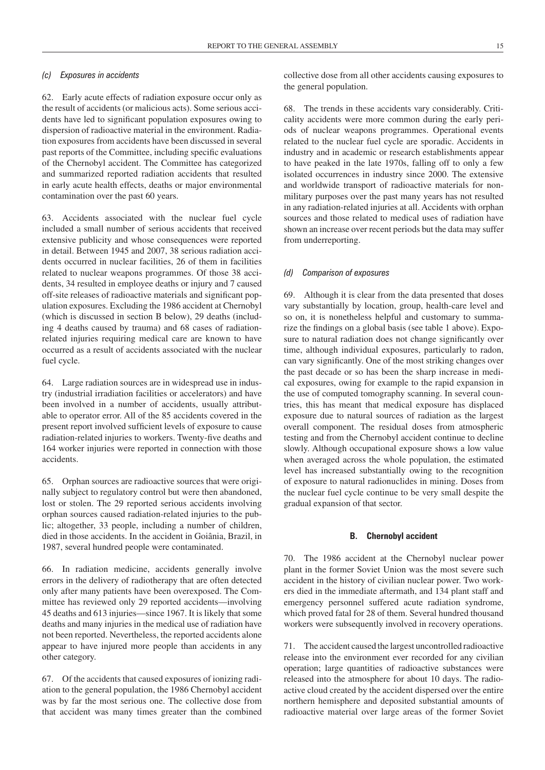### *(c) Exposures in accidents*

62. Early acute effects of radiation exposure occur only as the result of accidents (or malicious acts). Some serious accidents have led to significant population exposures owing to dispersion of radioactive material in the environment. Radiation exposures from accidents have been discussed in several past reports of the Committee, including specific evaluations of the Chernobyl accident. The Committee has categorized and summarized reported radiation accidents that resulted in early acute health effects, deaths or major environmental contamination over the past 60 years.

63. Accidents associated with the nuclear fuel cycle included a small number of serious accidents that received extensive publicity and whose consequences were reported in detail. Between 1945 and 2007, 38 serious radiation accidents occurred in nuclear facilities, 26 of them in facilities related to nuclear weapons programmes. Of those 38 accidents, 34 resulted in employee deaths or injury and 7 caused off-site releases of radioactive materials and significant population exposures. Excluding the 1986 accident at Chernobyl (which is discussed in section B below), 29 deaths (including 4 deaths caused by trauma) and 68 cases of radiation-related injuries requiring medical care are known to have occurred as a result of accidents associated with the nuclear fuel cycle.

64. Large radiation sources are in widespread use in industry (industrial irradiation facilities or accelerators) and have been involved in a number of accidents, usually attributable to operator error. All of the 85 accidents covered in the present report involved sufficient levels of exposure to cause radiation-related injuries to workers. Twenty-five deaths and 164 worker injuries were reported in connection with those accidents.

65. Orphan sources are radioactive sources that were originally subject to regulatory control but were then abandoned, lost or stolen. The 29 reported serious accidents involving orphan sources caused radiation-related injuries to the public; altogether, 33 people, including a number of children, died in those accidents. In the accident in Goiânia, Brazil, in 1987, several hundred people were contaminated.

66. In radiation medicine, accidents generally involve errors in the delivery of radiotherapy that are often detected only after many patients have been overexposed. The Committee has reviewed only 29 reported accidents—involving 45 deaths and 613 injuries—since 1967. It is likely that some deaths and many injuries in the medical use of radiation have not been reported. Nevertheless, the reported accidents alone appear to have injured more people than accidents in any other category.

67. Of the accidents that caused exposures of ionizing radiation to the general population, the 1986 Chernobyl accident was by far the most serious one. The collective dose from that accident was many times greater than the combined collective dose from all other accidents causing exposures to the general population.

68. The trends in these accidents vary considerably. Criticality accidents were more common during the early periods of nuclear weapons programmes. Operational events related to the nuclear fuel cycle are sporadic. Accidents in industry and in academic or research establishments appear to have peaked in the late 1970s, falling off to only a few isolated occurrences in industry since 2000. The extensive and worldwide transport of radioactive materials for non-military purposes over the past many years has not resulted in any radiation-related injuries at all. Accidents with orphan sources and those related to medical uses of radiation have shown an increase over recent periods but the data may suffer from underreporting.

### *(d) Comparison of exposures*

69. Although it is clear from the data presented that doses vary substantially by location, group, health-care level and so on, it is nonetheless helpful and customary to summarize the findings on a global basis (see table 1 above). Exposure to natural radiation does not change significantly over time, although individual exposures, particularly to radon, can vary significantly. One of the most striking changes over the past decade or so has been the sharp increase in medical exposures, owing for example to the rapid expansion in the use of computed tomography scanning. In several countries, this has meant that medical exposure has displaced exposure due to natural sources of radiation as the largest overall component. The residual doses from atmospheric testing and from the Chernobyl accident continue to decline slowly. Although occupational exposure shows a low value when averaged across the whole population, the estimated level has increased substantially owing to the recognition of exposure to natural radionuclides in mining. Doses from the nuclear fuel cycle continue to be very small despite the gradual expansion of that sector.

## B. Chernobyl accident

70. The 1986 accident at the Chernobyl nuclear power plant in the former Soviet Union was the most severe such accident in the history of civilian nuclear power. Two workers died in the immediate aftermath, and 134 plant staff and emergency personnel suffered acute radiation syndrome, which proved fatal for 28 of them. Several hundred thousand workers were subsequently involved in recovery operations.

71. The accident caused the largest uncontrolled radioactive release into the environment ever recorded for any civilian operation; large quantities of radioactive substances were released into the atmosphere for about 10 days. The radioactive cloud created by the accident dispersed over the entire northern hemisphere and deposited substantial amounts of radioactive material over large areas of the former Soviet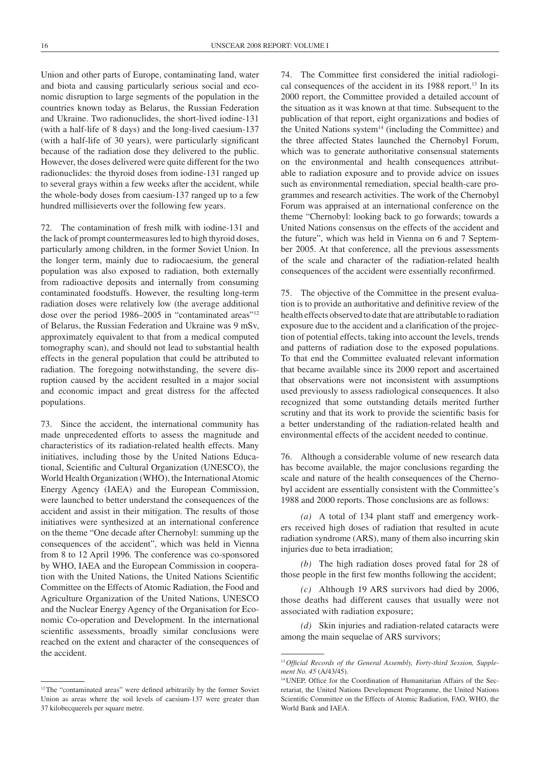Union and other parts of Europe, contaminating land, water and biota and causing particularly serious social and economic disruption to large segments of the population in the countries known today as Belarus, the Russian Federation and Ukraine. Two radionuclides, the short-lived iodine-131 (with a half-life of 8 days) and the long-lived caesium-137 (with a half-life of 30 years), were particularly significant because of the radiation dose they delivered to the public. However, the doses delivered were quite different for the two radionuclides: the thyroid doses from iodine-131 ranged up to several grays within a few weeks after the accident, while the whole-body doses from caesium-137 ranged up to a few hundred millisieverts over the following few years.

72. The contamination of fresh milk with iodine-131 and the lack of prompt countermeasures led to high thyroid doses, particularly among children, in the former Soviet Union. In the longer term, mainly due to radiocaesium, the general population was also exposed to radiation, both externally from radioactive deposits and internally from consuming contaminated foodstuffs. However, the resulting long-term radiation doses were relatively low (the average additional dose over the period 1986–2005 in "contaminated areas"[12] of Belarus, the Russian Federation and Ukraine was 9 mSv, approximately equivalent to that from a medical computed tomography scan), and should not lead to substantial health effects in the general population that could be attributed to radiation. The foregoing notwithstanding, the severe disruption caused by the accident resulted in a major social and economic impact and great distress for the affected populations.

73. Since the accident, the international community has made unprecedented efforts to assess the magnitude and characteristics of its radiation-related health effects. Many initiatives, including those by the United Nations Educational, Scientific and Cultural Organization (UNESCO), the World Health Organization (WHO), the International Atomic Energy Agency (IAEA) and the European Commission, were launched to better understand the consequences of the accident and assist in their mitigation. The results of those initiatives were synthesized at an international conference on the theme "One decade after Chernobyl: summing up the consequences of the accident", which was held in Vienna from 8 to 12 April 1996. The conference was co-sponsored by WHO, IAEA and the European Commission in cooperation with the United Nations, the United Nations Scientific Committee on the Effects of Atomic Radiation, the Food and Agriculture Organization of the United Nations, UNESCO and the Nuclear Energy Agency of the Organisation for Economic Co-operation and Development. In the international scientific assessments, broadly similar conclusions were reached on the extent and character of the consequences of the accident.

74. The Committee first considered the initial radiological consequences of the accident in its 1988 report.[13] In its 2000 report, the Committee provided a detailed account of the situation as it was known at that time. Subsequent to the publication of that report, eight organizations and bodies of the United Nations system[14] (including the Committee) and the three affected States launched the Chernobyl Forum, which was to generate authoritative consensual statements on the environmental and health consequences attributable to radiation exposure and to provide advice on issues such as environmental remediation, special health-care programmes and research activities. The work of the Chernobyl Forum was appraised at an international conference on the theme "Chernobyl: looking back to go forwards; towards a United Nations consensus on the effects of the accident and the future", which was held in Vienna on 6 and 7 September 2005. At that conference, all the previous assessments of the scale and character of the radiation-related health consequences of the accident were essentially reconfirmed.

75. The objective of the Committee in the present evaluation is to provide an authoritative and definitive review of the health effects observed to date that are attributable to radiation exposure due to the accident and a clarification of the projection of potential effects, taking into account the levels, trends and patterns of radiation dose to the exposed populations. To that end the Committee evaluated relevant information that became available since its 2000 report and ascertained that observations were not inconsistent with assumptions used previously to assess radiological consequences. It also recognized that some outstanding details merited further scrutiny and that its work to provide the scientific basis for a better understanding of the radiation-related health and environmental effects of the accident needed to continue.

76. Although a considerable volume of new research data has become available, the major conclusions regarding the scale and nature of the health consequences of the Chernobyl accident are essentially consistent with the Committee's 1988 and 2000 reports. Those conclusions are as follows:

*(a)* A total of 134 plant staff and emergency workers received high doses of radiation that resulted in acute radiation syndrome (ARS), many of them also incurring skin injuries due to beta irradiation;

*(b)* The high radiation doses proved fatal for 28 of those people in the first few months following the accident;

*(c)* Although 19 ARS survivors had died by 2006, those deaths had different causes that usually were not associated with radiation exposure;

*(d)* Skin injuries and radiation-related cataracts were among the main sequelae of ARS survivors;

---

[12] The "contaminated areas" were defined arbitrarily by the former Soviet Union as areas where the soil levels of caesium-137 were greater than 37 kilobecquerels per square metre.

[13] *Official Records of the General Assembly, Forty-third Session, Supplement No. 45* (A/43/45).

[14] UNEP, Office for the Coordination of Humanitarian Affairs of the Secretariat, the United Nations Development Programme, the United Nations Scientific Committee on the Effects of Atomic Radiation, FAO, WHO, the World Bank and IAEA.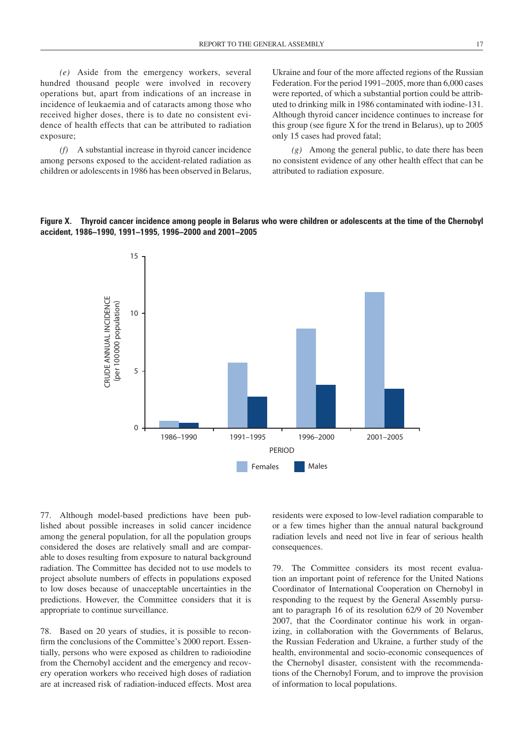*(e)* Aside from the emergency workers, several hundred thousand people were involved in recovery operations but, apart from indications of an increase in incidence of leukaemia and of cataracts among those who received higher doses, there is to date no consistent evidence of health effects that can be attributed to radiation exposure;

*(f)* A substantial increase in thyroid cancer incidence among persons exposed to the accident-related radiation as children or adolescents in 1986 has been observed in Belarus, Ukraine and four of the more affected regions of the Russian Federation. For the period 1991–2005, more than 6,000 cases were reported, of which a substantial portion could be attributed to drinking milk in 1986 contaminated with iodine-131. Although thyroid cancer incidence continues to increase for this group (see figure X for the trend in Belarus), up to 2005 only 15 cases had proved fatal;

*(g)* Among the general public, to date there has been no consistent evidence of any other health effect that can be attributed to radiation exposure.

**Figure X. Thyroid cancer incidence among people in Belarus who were children or adolescents at the time of the Chernobyl accident, 1986–1990, 1991–1995, 1996–2000 and 2001–2005**

77. Although model-based predictions have been published about possible increases in solid cancer incidence among the general population, for all the population groups considered the doses are relatively small and are comparable to doses resulting from exposure to natural background radiation. The Committee has decided not to use models to project absolute numbers of effects in populations exposed to low doses because of unacceptable uncertainties in the predictions. However, the Committee considers that it is appropriate to continue surveillance.

78. Based on 20 years of studies, it is possible to reconfirm the conclusions of the Committee's 2000 report. Essentially, persons who were exposed as children to radioiodine from the Chernobyl accident and the emergency and recovery operation workers who received high doses of radiation are at increased risk of radiation-induced effects. Most area residents were exposed to low-level radiation comparable to or a few times higher than the annual natural background radiation levels and need not live in fear of serious health consequences.

79. The Committee considers its most recent evaluation an important point of reference for the United Nations Coordinator of International Cooperation on Chernobyl in responding to the request by the General Assembly pursuant to paragraph 16 of its resolution 62/9 of 20 November 2007, that the Coordinator continue his work in organizing, in collaboration with the Governments of Belarus, the Russian Federation and Ukraine, a further study of the health, environmental and socio-economic consequences of the Chernobyl disaster, consistent with the recommendations of the Chernobyl Forum, and to improve the provision of information to local populations.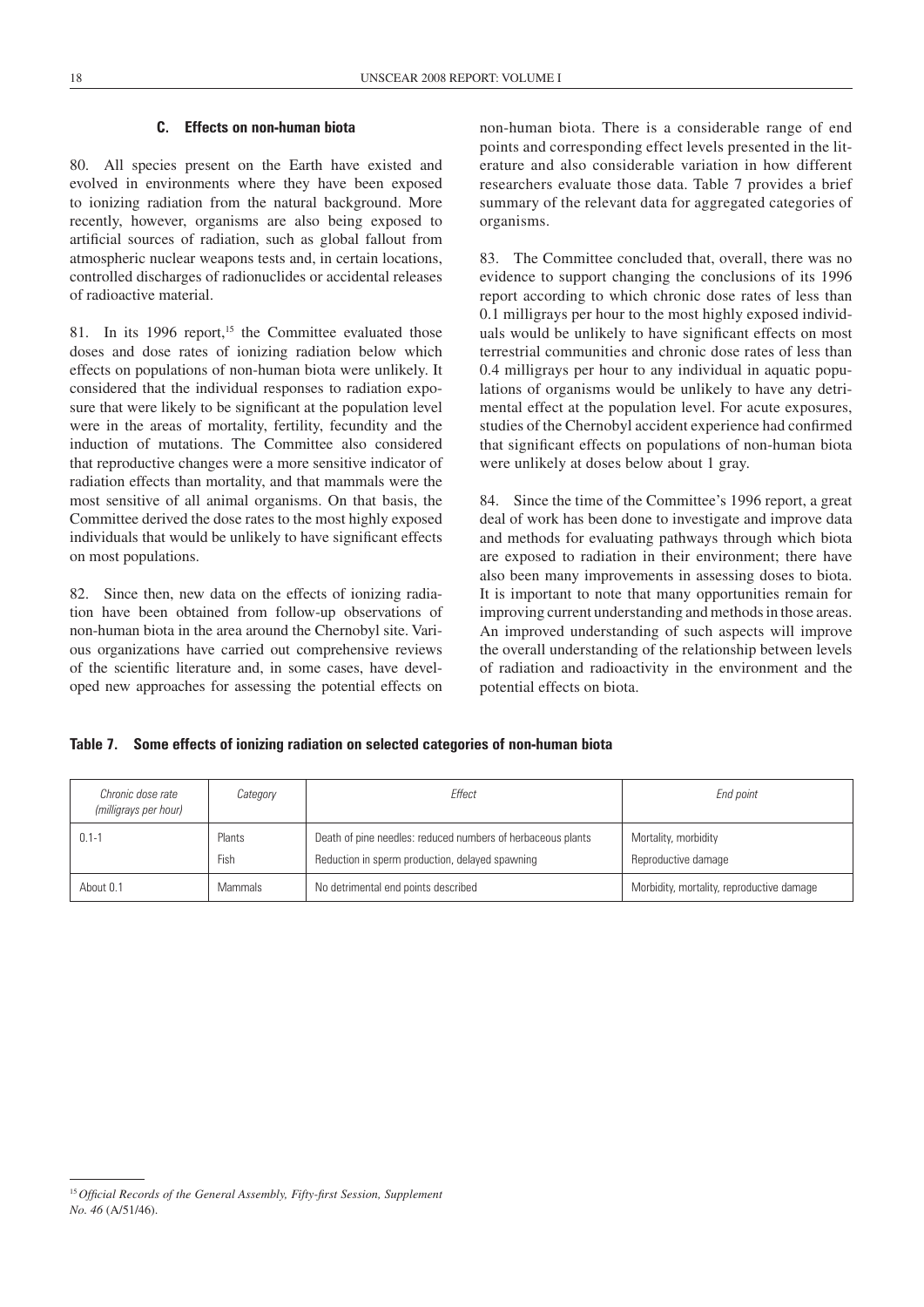### C. Effects on non-human biota

80. All species present on the Earth have existed and evolved in environments where they have been exposed to ionizing radiation from the natural background. More recently, however, organisms are also being exposed to artificial sources of radiation, such as global fallout from atmospheric nuclear weapons tests and, in certain locations, controlled discharges of radionuclides or accidental releases of radioactive material.

81. In its 1996 report,[15] the Committee evaluated those doses and dose rates of ionizing radiation below which effects on populations of non-human biota were unlikely. It considered that the individual responses to radiation exposure that were likely to be significant at the population level were in the areas of mortality, fertility, fecundity and the induction of mutations. The Committee also considered that reproductive changes were a more sensitive indicator of radiation effects than mortality, and that mammals were the most sensitive of all animal organisms. On that basis, the Committee derived the dose rates to the most highly exposed individuals that would be unlikely to have significant effects on most populations.

82. Since then, new data on the effects of ionizing radiation have been obtained from follow-up observations of non-human biota in the area around the Chernobyl site. Various organizations have carried out comprehensive reviews of the scientific literature and, in some cases, have developed new approaches for assessing the potential effects on non-human biota. There is a considerable range of end points and corresponding effect levels presented in the literature and also considerable variation in how different researchers evaluate those data. Table 7 provides a brief summary of the relevant data for aggregated categories of organisms.

83. The Committee concluded that, overall, there was no evidence to support changing the conclusions of its 1996 report according to which chronic dose rates of less than 0.1 milligrays per hour to the most highly exposed individuals would be unlikely to have significant effects on most terrestrial communities and chronic dose rates of less than 0.4 milligrays per hour to any individual in aquatic populations of organisms would be unlikely to have any detrimental effect at the population level. For acute exposures, studies of the Chernobyl accident experience had confirmed that significant effects on populations of non-human biota were unlikely at doses below about 1 gray.

84. Since the time of the Committee's 1996 report, a great deal of work has been done to investigate and improve data and methods for evaluating pathways through which biota are exposed to radiation in their environment; there have also been many improvements in assessing doses to biota. It is important to note that many opportunities remain for improving current understanding and methods in those areas. An improved understanding of such aspects will improve the overall understanding of the relationship between levels of radiation and radioactivity in the environment and the potential effects on biota.

**Table 7. Some effects of ionizing radiation on selected categories of non-human biota**

| *Chronic dose rate (milligrays per hour)* | *Category* | *Effect* | *End point* |
|---|---|---|---|
| 0.1-1 | Plants | Death of pine needles: reduced numbers of herbaceous plants | Mortality, morbidity |
| | Fish | Reduction in sperm production, delayed spawning | Reproductive damage |
| About 0.1 | Mammals | No detrimental end points described | Morbidity, mortality, reproductive damage |

[15] *Official Records of the General Assembly, Fifty-first Session, Supplement No. 46* (A/51/46).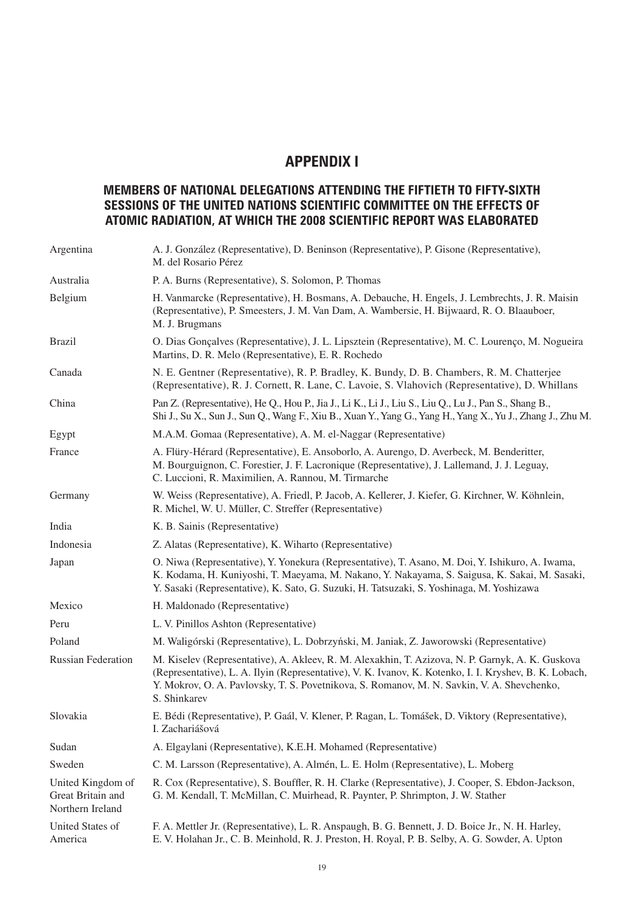# APPENDIX I

## MEMBERS OF NATIONAL DELEGATIONS ATTENDING THE FIFTIETH TO FIFTY-SIXTH SESSIONS OF THE UNITED NATIONS SCIENTIFIC COMMITTEE ON THE EFFECTS OF ATOMIC RADIATION, AT WHICH THE 2008 SCIENTIFIC REPORT WAS ELABORATED

| | |
|---|---|
| Argentina | A. J. González (Representative), D. Beninson (Representative), P. Gisone (Representative), M. del Rosario Pérez |
| Australia | P. A. Burns (Representative), S. Solomon, P. Thomas |
| Belgium | H. Vanmarcke (Representative), H. Bosmans, A. Debauche, H. Engels, J. Lembrechts, J. R. Maisin (Representative), P. Smeesters, J. M. Van Dam, A. Wambersie, H. Bijwaard, R. O. Blaauboer, M. J. Brugmans |
| Brazil | O. Dias Gonçalves (Representative), J. L. Lipsztein (Representative), M. C. Lourenço, M. Nogueira Martins, D. R. Melo (Representative), E. R. Rochedo |
| Canada | N. E. Gentner (Representative), R. P. Bradley, K. Bundy, D. B. Chambers, R. M. Chatterjee (Representative), R. J. Cornett, R. Lane, C. Lavoie, S. Vlahovich (Representative), D. Whillans |
| China | Pan Z. (Representative), He Q., Hou P., Jia J., Li K., Li J., Liu S., Liu Q., Lu J., Pan S., Shang B., Shi J., Su X., Sun J., Sun Q., Wang F., Xiu B., Xuan Y., Yang G., Yang H., Yang X., Yu J., Zhang J., Zhu M. |
| Egypt | M.A.M. Gomaa (Representative), A. M. el-Naggar (Representative) |
| France | A. Flüry-Hérard (Representative), E. Ansoborlo, A. Aurengo, D. Averbeck, M. Benderitter, M. Bourguignon, C. Forestier, J. F. Lacronique (Representative), J. Lallemand, J. J. Leguay, C. Luccioni, R. Maximilien, A. Rannou, M. Tirmarche |
| Germany | W. Weiss (Representative), A. Friedl, P. Jacob, A. Kellerer, J. Kiefer, G. Kirchner, W. Köhnlein, R. Michel, W. U. Müller, C. Streffer (Representative) |
| India | K. B. Sainis (Representative) |
| Indonesia | Z. Alatas (Representative), K. Wiharto (Representative) |
| Japan | O. Niwa (Representative), Y. Yonekura (Representative), T. Asano, M. Doi, Y. Ishikuro, A. Iwama, K. Kodama, H. Kuniyoshi, T. Maeyama, M. Nakano, Y. Nakayama, S. Saigusa, K. Sakai, M. Sasaki, Y. Sasaki (Representative), K. Sato, G. Suzuki, H. Tatsuzaki, S. Yoshinaga, M. Yoshizawa |
| Mexico | H. Maldonado (Representative) |
| Peru | L. V. Pinillos Ashton (Representative) |
| Poland | M. Waligórski (Representative), L. Dobrzyński, M. Janiak, Z. Jaworowski (Representative) |
| Russian Federation | M. Kiselev (Representative), A. Akleev, R. M. Alexakhin, T. Azizova, N. P. Garnyk, A. K. Guskova (Representative), L. A. Ilyin (Representative), V. K. Ivanov, K. Kotenko, I. I. Kryshev, B. K. Lobach, Y. Mokrov, O. A. Pavlovsky, T. S. Povetnikova, S. Romanov, M. N. Savkin, V. A. Shevchenko, S. Shinkarev |
| Slovakia | E. Bédi (Representative), P. Gaál, V. Klener, P. Ragan, L. Tomášek, D. Viktory (Representative), I. Zachariášová |
| Sudan | A. Elgaylani (Representative), K.E.H. Mohamed (Representative) |
| Sweden | C. M. Larsson (Representative), A. Almén, L. E. Holm (Representative), L. Moberg |
| United Kingdom of Great Britain and Northern Ireland | R. Cox (Representative), S. Bouffler, R. H. Clarke (Representative), J. Cooper, S. Ebdon-Jackson, G. M. Kendall, T. McMillan, C. Muirhead, R. Paynter, P. Shrimpton, J. W. Stather |
| United States of America | F. A. Mettler Jr. (Representative), L. R. Anspaugh, B. G. Bennett, J. D. Boice Jr., N. H. Harley, E. V. Holahan Jr., C. B. Meinhold, R. J. Preston, H. Royal, P. B. Selby, A. G. Sowder, A. Upton |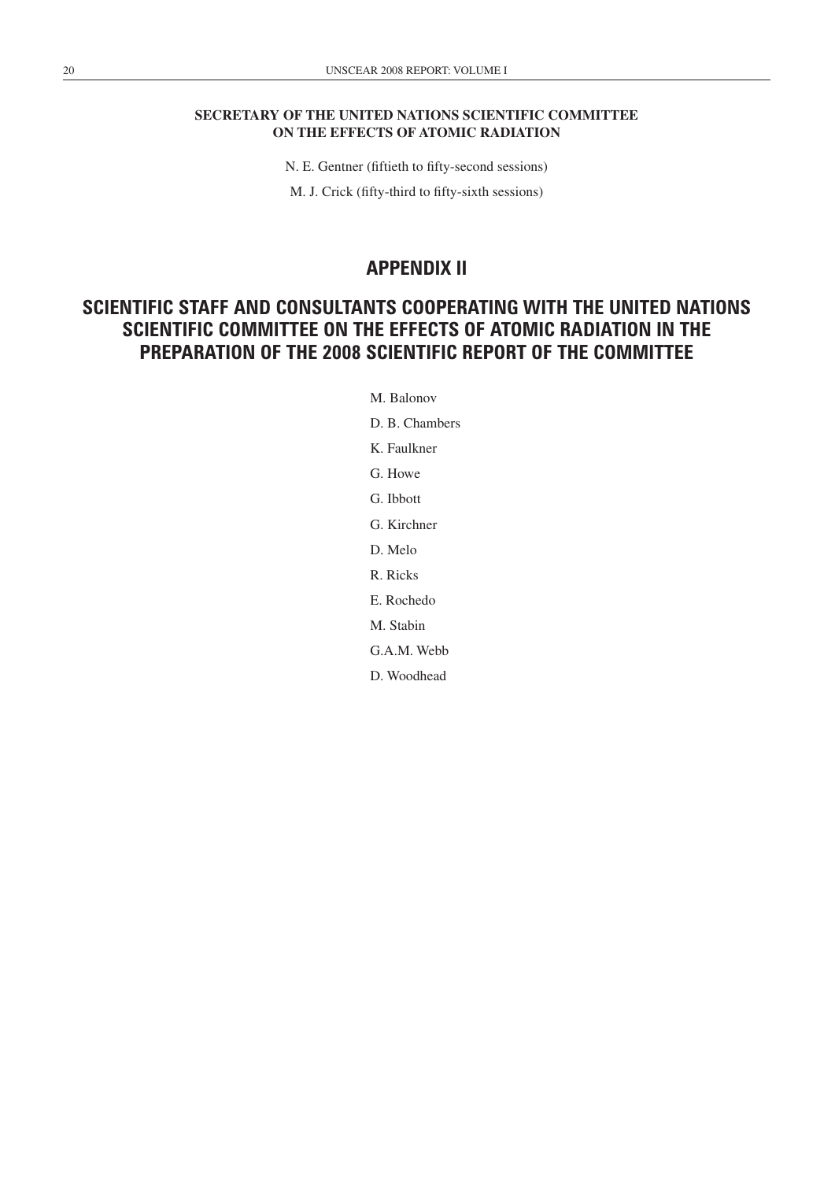**SECRETARY OF THE UNITED NATIONS SCIENTIFIC COMMITTEE ON THE EFFECTS OF ATOMIC RADIATION**

N. E. Gentner (fiftieth to fifty-second sessions)

M. J. Crick (fifty-third to fifty-sixth sessions)

## APPENDIX II

## SCIENTIFIC STAFF AND CONSULTANTS COOPERATING WITH THE UNITED NATIONS SCIENTIFIC COMMITTEE ON THE EFFECTS OF ATOMIC RADIATION IN THE PREPARATION OF THE 2008 SCIENTIFIC REPORT OF THE COMMITTEE

M. Balonov

D. B. Chambers

K. Faulkner

G. Howe

G. Ibbott

G. Kirchner

D. Melo

R. Ricks

E. Rochedo

M. Stabin

G.A.M. Webb

D. Woodhead